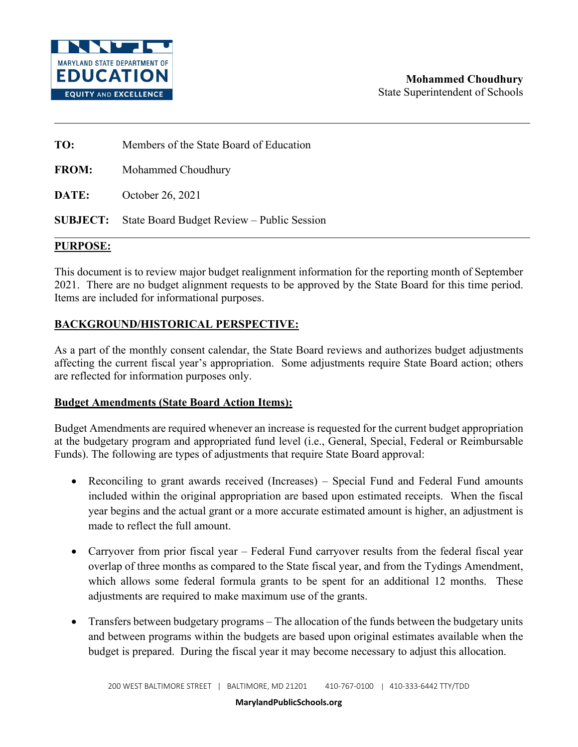MARYLAND STATE DEPARTMENT OF
EDUCATION
EQUITY AND EXCELLENCE

**Mohammed Choudhury**
State Superintendent of Schools

---

**TO:** Members of the State Board of Education

**FROM:** Mohammed Choudhury

**DATE:** October 26, 2021

**SUBJECT:** State Board Budget Review – Public Session

---

## PURPOSE:

This document is to review major budget realignment information for the reporting month of September 2021. There are no budget alignment requests to be approved by the State Board for this time period. Items are included for informational purposes.

## BACKGROUND/HISTORICAL PERSPECTIVE:

As a part of the monthly consent calendar, the State Board reviews and authorizes budget adjustments affecting the current fiscal year's appropriation. Some adjustments require State Board action; others are reflected for information purposes only.

### Budget Amendments (State Board Action Items):

Budget Amendments are required whenever an increase is requested for the current budget appropriation at the budgetary program and appropriated fund level (i.e., General, Special, Federal or Reimbursable Funds). The following are types of adjustments that require State Board approval:

- Reconciling to grant awards received (Increases) – Special Fund and Federal Fund amounts included within the original appropriation are based upon estimated receipts. When the fiscal year begins and the actual grant or a more accurate estimated amount is higher, an adjustment is made to reflect the full amount.

- Carryover from prior fiscal year – Federal Fund carryover results from the federal fiscal year overlap of three months as compared to the State fiscal year, and from the Tydings Amendment, which allows some federal formula grants to be spent for an additional 12 months. These adjustments are required to make maximum use of the grants.

- Transfers between budgetary programs – The allocation of the funds between the budgetary units and between programs within the budgets are based upon original estimates available when the budget is prepared. During the fiscal year it may become necessary to adjust this allocation.

200 WEST BALTIMORE STREET | BALTIMORE, MD 21201 410-767-0100 | 410-333-6442 TTY/TDD

**MarylandPublicSchools.org**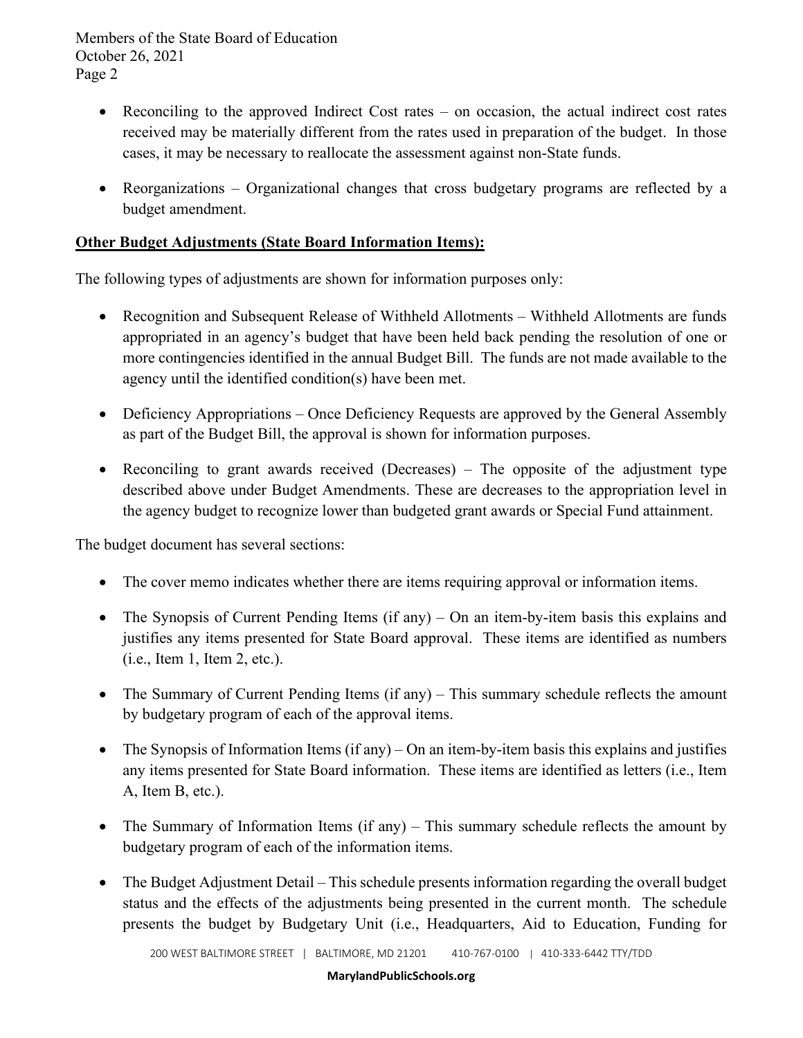- Reconciling to the approved Indirect Cost rates – on occasion, the actual indirect cost rates received may be materially different from the rates used in preparation of the budget. In those cases, it may be necessary to reallocate the assessment against non-State funds.

- Reorganizations – Organizational changes that cross budgetary programs are reflected by a budget amendment.

**Other Budget Adjustments (State Board Information Items):**

The following types of adjustments are shown for information purposes only:

- Recognition and Subsequent Release of Withheld Allotments – Withheld Allotments are funds appropriated in an agency's budget that have been held back pending the resolution of one or more contingencies identified in the annual Budget Bill. The funds are not made available to the agency until the identified condition(s) have been met.

- Deficiency Appropriations – Once Deficiency Requests are approved by the General Assembly as part of the Budget Bill, the approval is shown for information purposes.

- Reconciling to grant awards received (Decreases) – The opposite of the adjustment type described above under Budget Amendments. These are decreases to the appropriation level in the agency budget to recognize lower than budgeted grant awards or Special Fund attainment.

The budget document has several sections:

- The cover memo indicates whether there are items requiring approval or information items.

- The Synopsis of Current Pending Items (if any) – On an item-by-item basis this explains and justifies any items presented for State Board approval. These items are identified as numbers (i.e., Item 1, Item 2, etc.).

- The Summary of Current Pending Items (if any) – This summary schedule reflects the amount by budgetary program of each of the approval items.

- The Synopsis of Information Items (if any) – On an item-by-item basis this explains and justifies any items presented for State Board information. These items are identified as letters (i.e., Item A, Item B, etc.).

- The Summary of Information Items (if any) – This summary schedule reflects the amount by budgetary program of each of the information items.

- The Budget Adjustment Detail – This schedule presents information regarding the overall budget status and the effects of the adjustments being presented in the current month. The schedule presents the budget by Budgetary Unit (i.e., Headquarters, Aid to Education, Funding for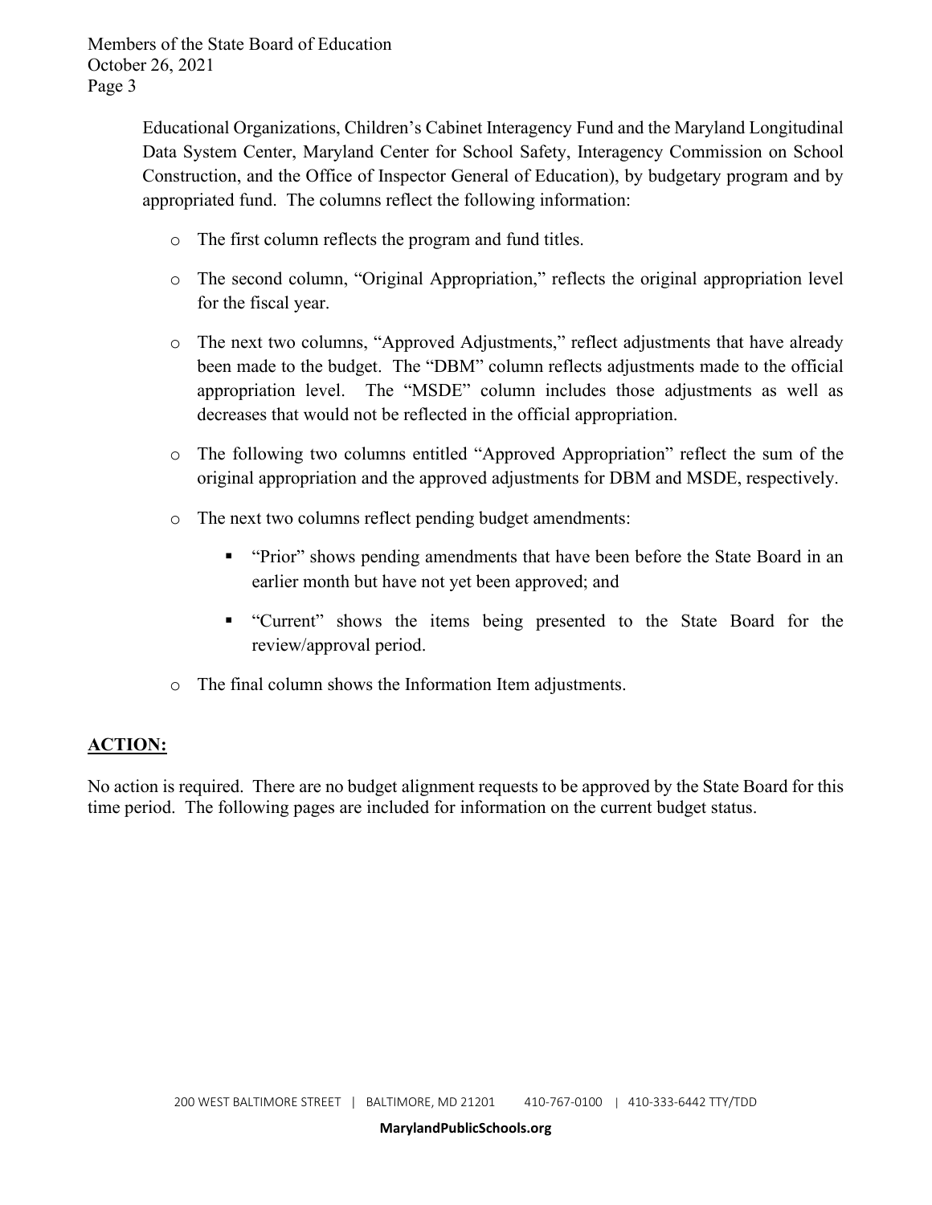Educational Organizations, Children's Cabinet Interagency Fund and the Maryland Longitudinal Data System Center, Maryland Center for School Safety, Interagency Commission on School Construction, and the Office of Inspector General of Education), by budgetary program and by appropriated fund. The columns reflect the following information:

- The first column reflects the program and fund titles.
- The second column, "Original Appropriation," reflects the original appropriation level for the fiscal year.
- The next two columns, "Approved Adjustments," reflect adjustments that have already been made to the budget. The "DBM" column reflects adjustments made to the official appropriation level. The "MSDE" column includes those adjustments as well as decreases that would not be reflected in the official appropriation.
- The following two columns entitled "Approved Appropriation" reflect the sum of the original appropriation and the approved adjustments for DBM and MSDE, respectively.
- The next two columns reflect pending budget amendments:
  - "Prior" shows pending amendments that have been before the State Board in an earlier month but have not yet been approved; and
  - "Current" shows the items being presented to the State Board for the review/approval period.
- The final column shows the Information Item adjustments.

## ACTION:

No action is required. There are no budget alignment requests to be approved by the State Board for this time period. The following pages are included for information on the current budget status.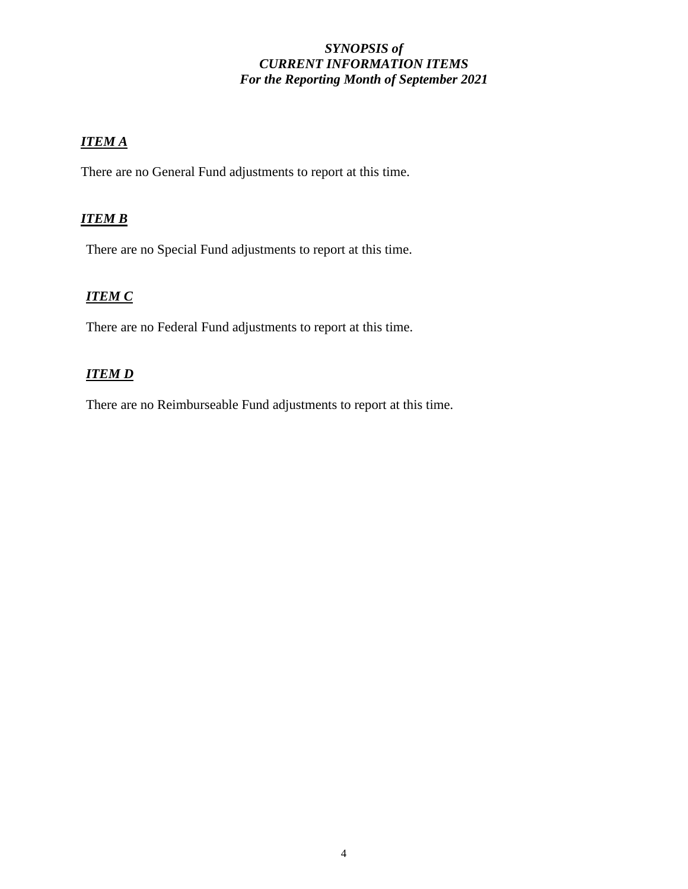***SYNOPSIS of***
***CURRENT INFORMATION ITEMS***
***For the Reporting Month of September 2021***

***ITEM A***

There are no General Fund adjustments to report at this time.

***ITEM B***

There are no Special Fund adjustments to report at this time.

***ITEM C***

There are no Federal Fund adjustments to report at this time.

***ITEM D***

There are no Reimburseable Fund adjustments to report at this time.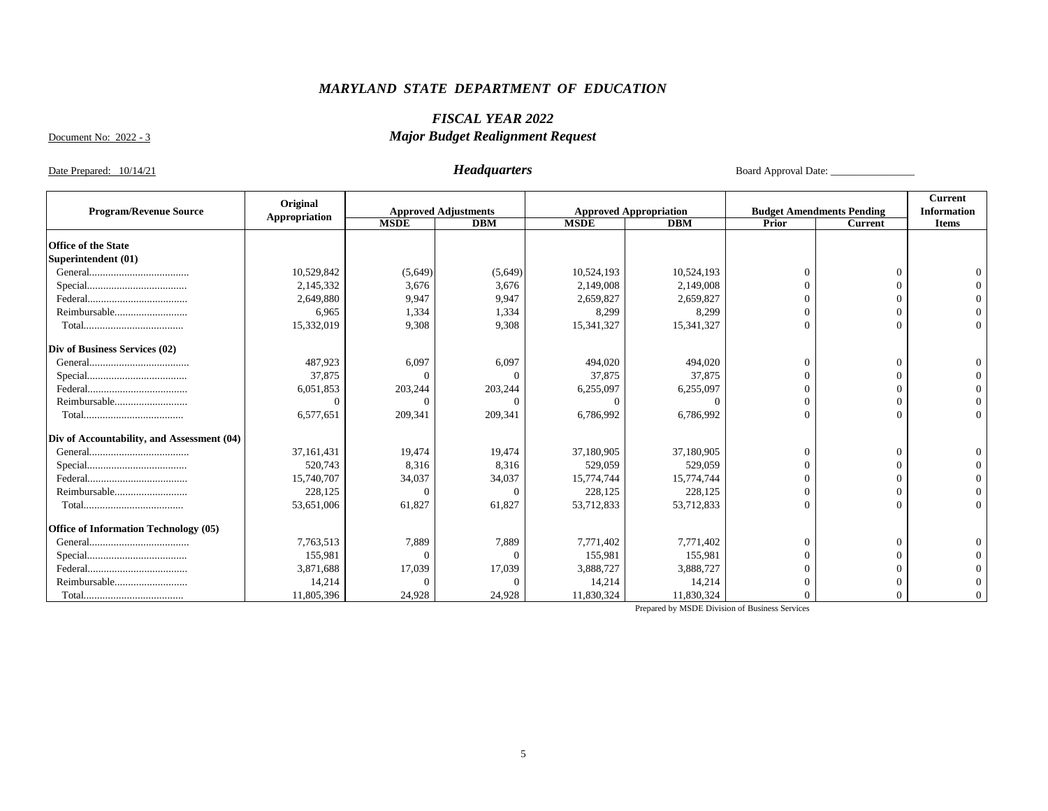# *MARYLAND STATE DEPARTMENT OF EDUCATION*

## *FISCAL YEAR 2022*
## *Major Budget Realignment Request*

Document No: 2022 - 3

Date Prepared: 10/14/21

### *Headquarters*

Board Approval Date: ________________

| Program/Revenue Source | Original Appropriation | Approved Adjustments | | Approved Appropriation | | Budget Amendments Pending | | Current Information Items |
|---|---|---|---|---|---|---|---|---|
| | | MSDE | DBM | MSDE | DBM | Prior | Current | |
| **Office of the State Superintendent (01)** | | | | | | | | |
| General.................................... | 10,529,842 | (5,649) | (5,649) | 10,524,193 | 10,524,193 | 0 | 0 | 0 |
| Special.................................... | 2,145,332 | 3,676 | 3,676 | 2,149,008 | 2,149,008 | 0 | 0 | 0 |
| Federal.................................... | 2,649,880 | 9,947 | 9,947 | 2,659,827 | 2,659,827 | 0 | 0 | 0 |
| Reimbursable.......................... | 6,965 | 1,334 | 1,334 | 8,299 | 8,299 | 0 | 0 | 0 |
| Total.................................... | 15,332,019 | 9,308 | 9,308 | 15,341,327 | 15,341,327 | 0 | 0 | 0 |
| **Div of Business Services (02)** | | | | | | | | |
| General.................................... | 487,923 | 6,097 | 6,097 | 494,020 | 494,020 | 0 | 0 | 0 |
| Special.................................... | 37,875 | 0 | 0 | 37,875 | 37,875 | 0 | 0 | 0 |
| Federal.................................... | 6,051,853 | 203,244 | 203,244 | 6,255,097 | 6,255,097 | 0 | 0 | 0 |
| Reimbursable.......................... | 0 | 0 | 0 | 0 | 0 | 0 | 0 | 0 |
| Total.................................... | 6,577,651 | 209,341 | 209,341 | 6,786,992 | 6,786,992 | 0 | 0 | 0 |
| **Div of Accountability, and Assessment (04)** | | | | | | | | |
| General.................................... | 37,161,431 | 19,474 | 19,474 | 37,180,905 | 37,180,905 | 0 | 0 | 0 |
| Special.................................... | 520,743 | 8,316 | 8,316 | 529,059 | 529,059 | 0 | 0 | 0 |
| Federal.................................... | 15,740,707 | 34,037 | 34,037 | 15,774,744 | 15,774,744 | 0 | 0 | 0 |
| Reimbursable.......................... | 228,125 | 0 | 0 | 228,125 | 228,125 | 0 | 0 | 0 |
| Total.................................... | 53,651,006 | 61,827 | 61,827 | 53,712,833 | 53,712,833 | 0 | 0 | 0 |
| **Office of Information Technology (05)** | | | | | | | | |
| General.................................... | 7,763,513 | 7,889 | 7,889 | 7,771,402 | 7,771,402 | 0 | 0 | 0 |
| Special.................................... | 155,981 | 0 | 0 | 155,981 | 155,981 | 0 | 0 | 0 |
| Federal.................................... | 3,871,688 | 17,039 | 17,039 | 3,888,727 | 3,888,727 | 0 | 0 | 0 |
| Reimbursable.......................... | 14,214 | 0 | 0 | 14,214 | 14,214 | 0 | 0 | 0 |
| Total.................................... | 11,805,396 | 24,928 | 24,928 | 11,830,324 | 11,830,324 | 0 | 0 | 0 |

Prepared by MSDE Division of Business Services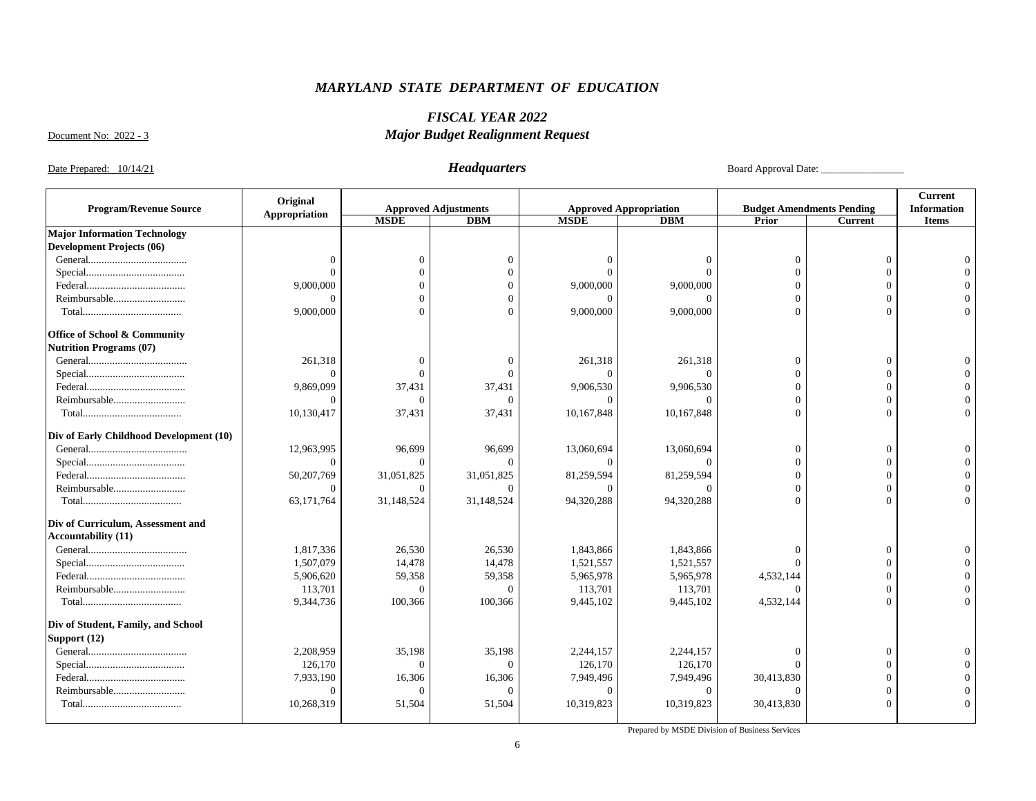# *MARYLAND STATE DEPARTMENT OF EDUCATION*

## *FISCAL YEAR 2022*

Document No: 2022 - 3

## *Major Budget Realignment Request*

Date Prepared: 10/14/21

### *Headquarters*

Board Approval Date: ________________

| Program/Revenue Source | Original Appropriation | Approved Adjustments | | Approved Appropriation | | Budget Amendments Pending | | Current Information Items |
|---|---|---|---|---|---|---|---|---|
| | | MSDE | DBM | MSDE | DBM | Prior | Current | |
| **Major Information Technology Development Projects (06)** | | | | | | | | |
| General..................................... | 0 | 0 | 0 | 0 | 0 | 0 | 0 | 0 |
| Special..................................... | 0 | 0 | 0 | 0 | 0 | 0 | 0 | 0 |
| Federal..................................... | 9,000,000 | 0 | 0 | 9,000,000 | 9,000,000 | 0 | 0 | 0 |
| Reimbursable........................... | 0 | 0 | 0 | 0 | 0 | 0 | 0 | 0 |
| Total..................................... | 9,000,000 | 0 | 0 | 9,000,000 | 9,000,000 | 0 | 0 | 0 |
| **Office of School & Community Nutrition Programs (07)** | | | | | | | | |
| General..................................... | 261,318 | 0 | 0 | 261,318 | 261,318 | 0 | 0 | 0 |
| Special..................................... | 0 | 0 | 0 | 0 | 0 | 0 | 0 | 0 |
| Federal..................................... | 9,869,099 | 37,431 | 37,431 | 9,906,530 | 9,906,530 | 0 | 0 | 0 |
| Reimbursable........................... | 0 | 0 | 0 | 0 | 0 | 0 | 0 | 0 |
| Total..................................... | 10,130,417 | 37,431 | 37,431 | 10,167,848 | 10,167,848 | 0 | 0 | 0 |
| **Div of Early Childhood Development (10)** | | | | | | | | |
| General..................................... | 12,963,995 | 96,699 | 96,699 | 13,060,694 | 13,060,694 | 0 | 0 | 0 |
| Special..................................... | 0 | 0 | 0 | 0 | 0 | 0 | 0 | 0 |
| Federal..................................... | 50,207,769 | 31,051,825 | 31,051,825 | 81,259,594 | 81,259,594 | 0 | 0 | 0 |
| Reimbursable........................... | 0 | 0 | 0 | 0 | 0 | 0 | 0 | 0 |
| Total..................................... | 63,171,764 | 31,148,524 | 31,148,524 | 94,320,288 | 94,320,288 | 0 | 0 | 0 |
| **Div of Curriculum, Assessment and Accountability (11)** | | | | | | | | |
| General..................................... | 1,817,336 | 26,530 | 26,530 | 1,843,866 | 1,843,866 | 0 | 0 | 0 |
| Special..................................... | 1,507,079 | 14,478 | 14,478 | 1,521,557 | 1,521,557 | 0 | 0 | 0 |
| Federal..................................... | 5,906,620 | 59,358 | 59,358 | 5,965,978 | 5,965,978 | 4,532,144 | 0 | 0 |
| Reimbursable........................... | 113,701 | 0 | 0 | 113,701 | 113,701 | 0 | 0 | 0 |
| Total..................................... | 9,344,736 | 100,366 | 100,366 | 9,445,102 | 9,445,102 | 4,532,144 | 0 | 0 |
| **Div of Student, Family, and School Support (12)** | | | | | | | | |
| General..................................... | 2,208,959 | 35,198 | 35,198 | 2,244,157 | 2,244,157 | 0 | 0 | 0 |
| Special..................................... | 126,170 | 0 | 0 | 126,170 | 126,170 | 0 | 0 | 0 |
| Federal..................................... | 7,933,190 | 16,306 | 16,306 | 7,949,496 | 7,949,496 | 30,413,830 | 0 | 0 |
| Reimbursable........................... | 0 | 0 | 0 | 0 | 0 | 0 | 0 | 0 |
| Total..................................... | 10,268,319 | 51,504 | 51,504 | 10,319,823 | 10,319,823 | 30,413,830 | 0 | 0 |

Prepared by MSDE Division of Business Services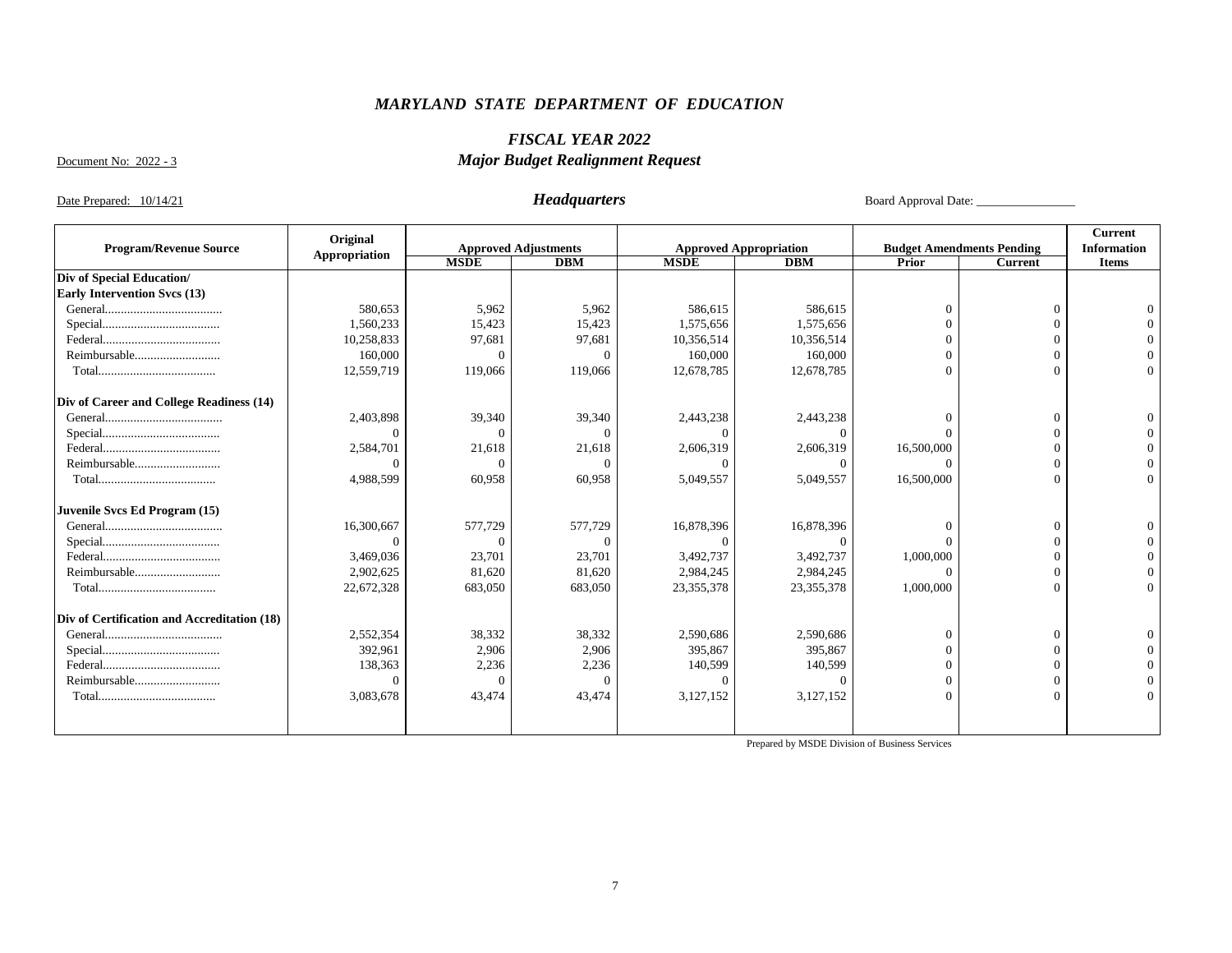# *MARYLAND STATE DEPARTMENT OF EDUCATION*

## *FISCAL YEAR 2022*

Document No: 2022 - 3

## *Major Budget Realignment Request*

Date Prepared: 10/14/21

### *Headquarters*

Board Approval Date: ________________

| Program/Revenue Source | Original Appropriation | Approved Adjustments | | Approved Appropriation | | Budget Amendments Pending | | Current Information Items |
|---|---|---|---|---|---|---|---|---|
| | | MSDE | DBM | MSDE | DBM | Prior | Current | |
| **Div of Special Education/ Early Intervention Svcs (13)** | | | | | | | | |
| General.................................... | 580,653 | 5,962 | 5,962 | 586,615 | 586,615 | 0 | 0 | 0 |
| Special.................................... | 1,560,233 | 15,423 | 15,423 | 1,575,656 | 1,575,656 | 0 | 0 | 0 |
| Federal.................................... | 10,258,833 | 97,681 | 97,681 | 10,356,514 | 10,356,514 | 0 | 0 | 0 |
| Reimbursable.......................... | 160,000 | 0 | 0 | 160,000 | 160,000 | 0 | 0 | 0 |
| Total.................................... | 12,559,719 | 119,066 | 119,066 | 12,678,785 | 12,678,785 | 0 | 0 | 0 |
| **Div of Career and College Readiness (14)** | | | | | | | | |
| General.................................... | 2,403,898 | 39,340 | 39,340 | 2,443,238 | 2,443,238 | 0 | 0 | 0 |
| Special.................................... | 0 | 0 | 0 | 0 | 0 | 0 | 0 | 0 |
| Federal.................................... | 2,584,701 | 21,618 | 21,618 | 2,606,319 | 2,606,319 | 16,500,000 | 0 | 0 |
| Reimbursable.......................... | 0 | 0 | 0 | 0 | 0 | 0 | 0 | 0 |
| Total.................................... | 4,988,599 | 60,958 | 60,958 | 5,049,557 | 5,049,557 | 16,500,000 | 0 | 0 |
| **Juvenile Svcs Ed Program (15)** | | | | | | | | |
| General.................................... | 16,300,667 | 577,729 | 577,729 | 16,878,396 | 16,878,396 | 0 | 0 | 0 |
| Special.................................... | 0 | 0 | 0 | 0 | 0 | 0 | 0 | 0 |
| Federal.................................... | 3,469,036 | 23,701 | 23,701 | 3,492,737 | 3,492,737 | 1,000,000 | 0 | 0 |
| Reimbursable.......................... | 2,902,625 | 81,620 | 81,620 | 2,984,245 | 2,984,245 | 0 | 0 | 0 |
| Total.................................... | 22,672,328 | 683,050 | 683,050 | 23,355,378 | 23,355,378 | 1,000,000 | 0 | 0 |
| **Div of Certification and Accreditation (18)** | | | | | | | | |
| General.................................... | 2,552,354 | 38,332 | 38,332 | 2,590,686 | 2,590,686 | 0 | 0 | 0 |
| Special.................................... | 392,961 | 2,906 | 2,906 | 395,867 | 395,867 | 0 | 0 | 0 |
| Federal.................................... | 138,363 | 2,236 | 2,236 | 140,599 | 140,599 | 0 | 0 | 0 |
| Reimbursable.......................... | 0 | 0 | 0 | 0 | 0 | 0 | 0 | 0 |
| Total.................................... | 3,083,678 | 43,474 | 43,474 | 3,127,152 | 3,127,152 | 0 | 0 | 0 |

Prepared by MSDE Division of Business Services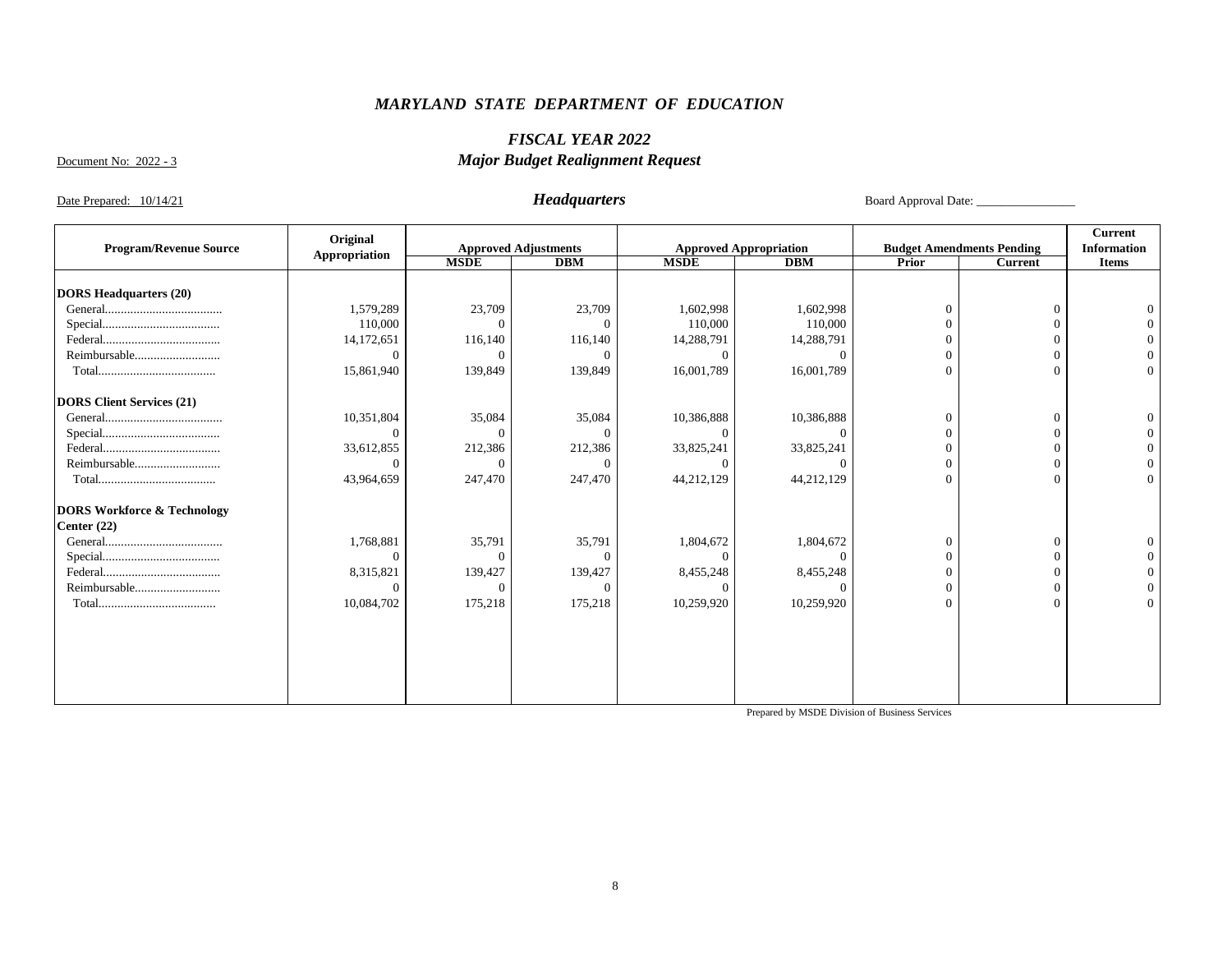# *MARYLAND STATE DEPARTMENT OF EDUCATION*

## *FISCAL YEAR 2022*

## *Major Budget Realignment Request*

Document No: 2022 - 3

Date Prepared: 10/14/21

### *Headquarters*

Board Approval Date: ________________

| Program/Revenue Source | Original Appropriation | Approved Adjustments | | Approved Appropriation | | Budget Amendments Pending | | Current Information Items |
|---|---|---|---|---|---|---|---|---|
| | | MSDE | DBM | MSDE | DBM | Prior | Current | |
| **DORS Headquarters (20)** | | | | | | | | |
| General..................................... | 1,579,289 | 23,709 | 23,709 | 1,602,998 | 1,602,998 | 0 | 0 | 0 |
| Special..................................... | 110,000 | 0 | 0 | 110,000 | 110,000 | 0 | 0 | 0 |
| Federal..................................... | 14,172,651 | 116,140 | 116,140 | 14,288,791 | 14,288,791 | 0 | 0 | 0 |
| Reimbursable........................... | 0 | 0 | 0 | 0 | 0 | 0 | 0 | 0 |
| Total..................................... | 15,861,940 | 139,849 | 139,849 | 16,001,789 | 16,001,789 | 0 | 0 | 0 |
| **DORS Client Services (21)** | | | | | | | | |
| General..................................... | 10,351,804 | 35,084 | 35,084 | 10,386,888 | 10,386,888 | 0 | 0 | 0 |
| Special..................................... | 0 | 0 | 0 | 0 | 0 | 0 | 0 | 0 |
| Federal..................................... | 33,612,855 | 212,386 | 212,386 | 33,825,241 | 33,825,241 | 0 | 0 | 0 |
| Reimbursable........................... | 0 | 0 | 0 | 0 | 0 | 0 | 0 | 0 |
| Total..................................... | 43,964,659 | 247,470 | 247,470 | 44,212,129 | 44,212,129 | 0 | 0 | 0 |
| **DORS Workforce & Technology Center (22)** | | | | | | | | |
| General..................................... | 1,768,881 | 35,791 | 35,791 | 1,804,672 | 1,804,672 | 0 | 0 | 0 |
| Special..................................... | 0 | 0 | 0 | 0 | 0 | 0 | 0 | 0 |
| Federal..................................... | 8,315,821 | 139,427 | 139,427 | 8,455,248 | 8,455,248 | 0 | 0 | 0 |
| Reimbursable........................... | 0 | 0 | 0 | 0 | 0 | 0 | 0 | 0 |
| Total..................................... | 10,084,702 | 175,218 | 175,218 | 10,259,920 | 10,259,920 | 0 | 0 | 0 |

Prepared by MSDE Division of Business Services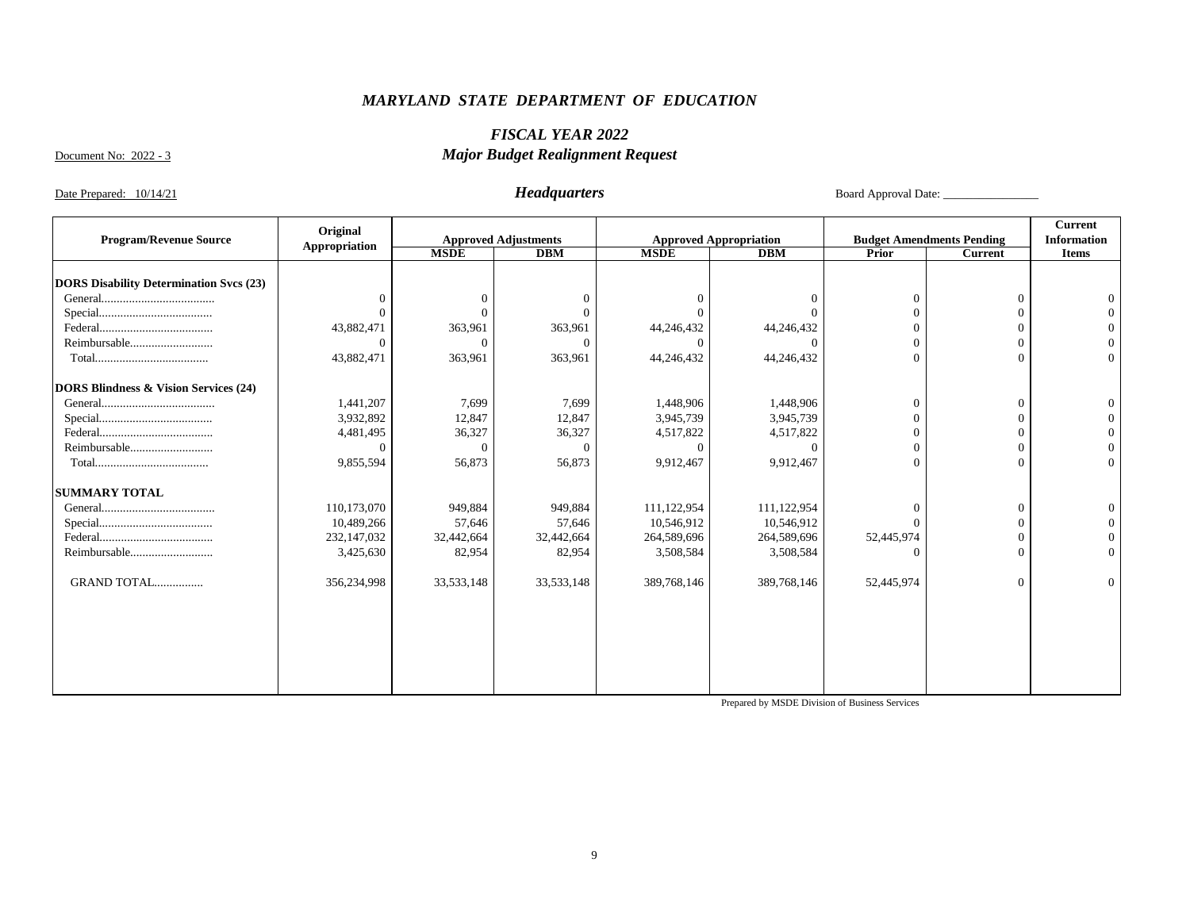## *MARYLAND STATE DEPARTMENT OF EDUCATION*

## *FISCAL YEAR 2022*

Document No: 2022 - 3

## *Major Budget Realignment Request*

Date Prepared: 10/14/21

### *Headquarters*

Board Approval Date: ________________

| Program/Revenue Source | Original Appropriation | Approved Adjustments | | Approved Appropriation | | Budget Amendments Pending | | Current Information Items |
|---|---|---|---|---|---|---|---|---|
| | | MSDE | DBM | MSDE | DBM | Prior | Current | |
| **DORS Disability Determination Svcs (23)** | | | | | | | | |
| General.................................... | 0 | 0 | 0 | 0 | 0 | 0 | 0 | 0 |
| Special.................................... | 0 | 0 | 0 | 0 | 0 | 0 | 0 | 0 |
| Federal.................................... | 43,882,471 | 363,961 | 363,961 | 44,246,432 | 44,246,432 | 0 | 0 | 0 |
| Reimbursable.......................... | 0 | 0 | 0 | 0 | 0 | 0 | 0 | 0 |
| Total.................................... | 43,882,471 | 363,961 | 363,961 | 44,246,432 | 44,246,432 | 0 | 0 | 0 |
| **DORS Blindness & Vision Services (24)** | | | | | | | | |
| General.................................... | 1,441,207 | 7,699 | 7,699 | 1,448,906 | 1,448,906 | 0 | 0 | 0 |
| Special.................................... | 3,932,892 | 12,847 | 12,847 | 3,945,739 | 3,945,739 | 0 | 0 | 0 |
| Federal.................................... | 4,481,495 | 36,327 | 36,327 | 4,517,822 | 4,517,822 | 0 | 0 | 0 |
| Reimbursable.......................... | 0 | 0 | 0 | 0 | 0 | 0 | 0 | 0 |
| Total.................................... | 9,855,594 | 56,873 | 56,873 | 9,912,467 | 9,912,467 | 0 | 0 | 0 |
| **SUMMARY TOTAL** | | | | | | | | |
| General.................................... | 110,173,070 | 949,884 | 949,884 | 111,122,954 | 111,122,954 | 0 | 0 | 0 |
| Special.................................... | 10,489,266 | 57,646 | 57,646 | 10,546,912 | 10,546,912 | 0 | 0 | 0 |
| Federal.................................... | 232,147,032 | 32,442,664 | 32,442,664 | 264,589,696 | 264,589,696 | 52,445,974 | 0 | 0 |
| Reimbursable.......................... | 3,425,630 | 82,954 | 82,954 | 3,508,584 | 3,508,584 | 0 | 0 | 0 |
| GRAND TOTAL................ | 356,234,998 | 33,533,148 | 33,533,148 | 389,768,146 | 389,768,146 | 52,445,974 | 0 | 0 |

Prepared by MSDE Division of Business Services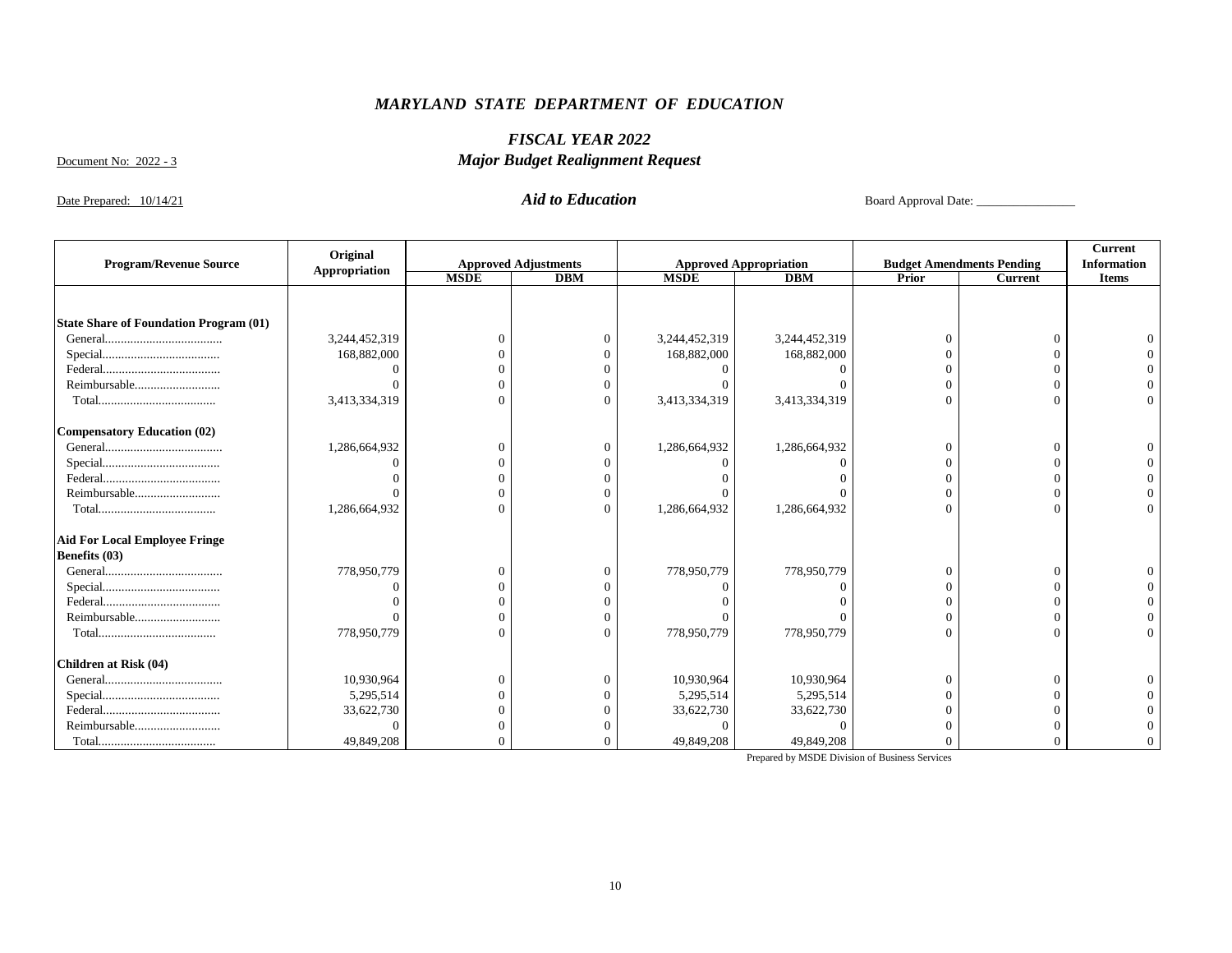# *MARYLAND STATE DEPARTMENT OF EDUCATION*

## *FISCAL YEAR 2022*

## *Major Budget Realignment Request*

Document No: 2022 - 3

Date Prepared: 10/14/21

### *Aid to Education*

Board Approval Date: ________________

| Program/Revenue Source | Original Appropriation | Approved Adjustments | | Approved Appropriation | | Budget Amendments Pending | | Current Information Items |
|---|---|---|---|---|---|---|---|---|
| | | MSDE | DBM | MSDE | DBM | Prior | Current | |
| **State Share of Foundation Program (01)** | | | | | | | | |
| General.................................... | 3,244,452,319 | 0 | 0 | 3,244,452,319 | 3,244,452,319 | 0 | 0 | 0 |
| Special.................................... | 168,882,000 | 0 | 0 | 168,882,000 | 168,882,000 | 0 | 0 | 0 |
| Federal.................................... | 0 | 0 | 0 | 0 | 0 | 0 | 0 | 0 |
| Reimbursable.......................... | 0 | 0 | 0 | 0 | 0 | 0 | 0 | 0 |
| Total.................................... | 3,413,334,319 | 0 | 0 | 3,413,334,319 | 3,413,334,319 | 0 | 0 | 0 |
| **Compensatory Education (02)** | | | | | | | | |
| General.................................... | 1,286,664,932 | 0 | 0 | 1,286,664,932 | 1,286,664,932 | 0 | 0 | 0 |
| Special.................................... | 0 | 0 | 0 | 0 | 0 | 0 | 0 | 0 |
| Federal.................................... | 0 | 0 | 0 | 0 | 0 | 0 | 0 | 0 |
| Reimbursable.......................... | 0 | 0 | 0 | 0 | 0 | 0 | 0 | 0 |
| Total.................................... | 1,286,664,932 | 0 | 0 | 1,286,664,932 | 1,286,664,932 | 0 | 0 | 0 |
| **Aid For Local Employee Fringe Benefits (03)** | | | | | | | | |
| General.................................... | 778,950,779 | 0 | 0 | 778,950,779 | 778,950,779 | 0 | 0 | 0 |
| Special.................................... | 0 | 0 | 0 | 0 | 0 | 0 | 0 | 0 |
| Federal.................................... | 0 | 0 | 0 | 0 | 0 | 0 | 0 | 0 |
| Reimbursable.......................... | 0 | 0 | 0 | 0 | 0 | 0 | 0 | 0 |
| Total.................................... | 778,950,779 | 0 | 0 | 778,950,779 | 778,950,779 | 0 | 0 | 0 |
| **Children at Risk (04)** | | | | | | | | |
| General.................................... | 10,930,964 | 0 | 0 | 10,930,964 | 10,930,964 | 0 | 0 | 0 |
| Special.................................... | 5,295,514 | 0 | 0 | 5,295,514 | 5,295,514 | 0 | 0 | 0 |
| Federal.................................... | 33,622,730 | 0 | 0 | 33,622,730 | 33,622,730 | 0 | 0 | 0 |
| Reimbursable.......................... | 0 | 0 | 0 | 0 | 0 | 0 | 0 | 0 |
| Total.................................... | 49,849,208 | 0 | 0 | 49,849,208 | 49,849,208 | 0 | 0 | 0 |

Prepared by MSDE Division of Business Services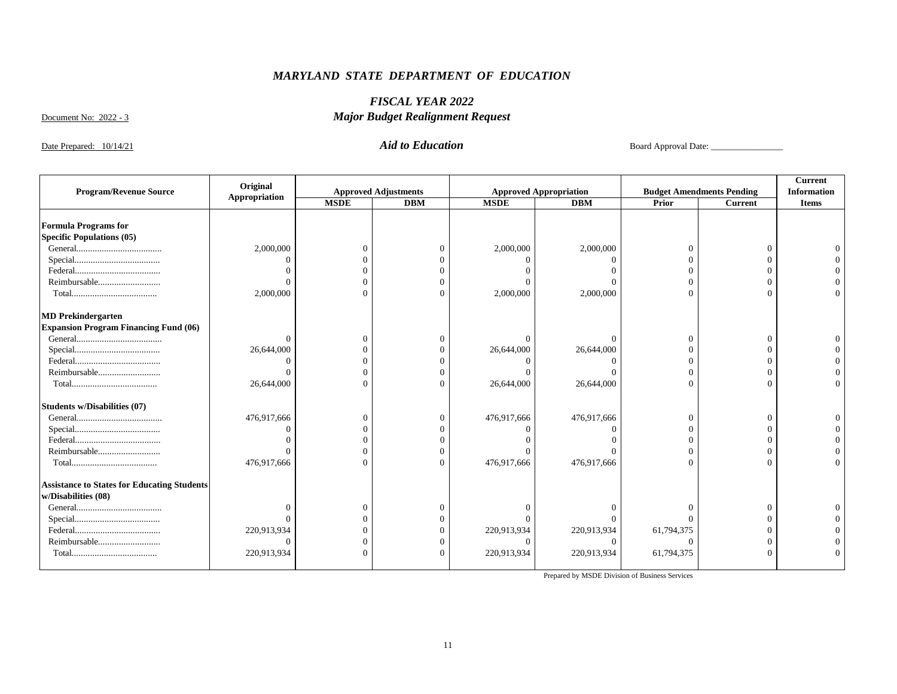# *MARYLAND STATE DEPARTMENT OF EDUCATION*

## *FISCAL YEAR 2022*

Document No: 2022 - 3

## *Major Budget Realignment Request*

Date Prepared: 10/14/21

### *Aid to Education*

Board Approval Date: ________________

| Program/Revenue Source | Original Appropriation | Approved Adjustments | | Approved Appropriation | | Budget Amendments Pending | | Current Information Items |
|---|---|---|---|---|---|---|---|---|
| | | MSDE | DBM | MSDE | DBM | Prior | Current | |
| **Formula Programs for Specific Populations (05)** | | | | | | | | |
| General.................................... | 2,000,000 | 0 | 0 | 2,000,000 | 2,000,000 | 0 | 0 | 0 |
| Special.................................... | 0 | 0 | 0 | 0 | 0 | 0 | 0 | 0 |
| Federal.................................... | 0 | 0 | 0 | 0 | 0 | 0 | 0 | 0 |
| Reimbursable........................... | 0 | 0 | 0 | 0 | 0 | 0 | 0 | 0 |
| Total.................................... | 2,000,000 | 0 | 0 | 2,000,000 | 2,000,000 | 0 | 0 | 0 |
| **MD Prekindergarten Expansion Program Financing Fund (06)** | | | | | | | | |
| General.................................... | 0 | 0 | 0 | 0 | 0 | 0 | 0 | 0 |
| Special.................................... | 26,644,000 | 0 | 0 | 26,644,000 | 26,644,000 | 0 | 0 | 0 |
| Federal.................................... | 0 | 0 | 0 | 0 | 0 | 0 | 0 | 0 |
| Reimbursable........................... | 0 | 0 | 0 | 0 | 0 | 0 | 0 | 0 |
| Total.................................... | 26,644,000 | 0 | 0 | 26,644,000 | 26,644,000 | 0 | 0 | 0 |
| **Students w/Disabilities (07)** | | | | | | | | |
| General.................................... | 476,917,666 | 0 | 0 | 476,917,666 | 476,917,666 | 0 | 0 | 0 |
| Special.................................... | 0 | 0 | 0 | 0 | 0 | 0 | 0 | 0 |
| Federal.................................... | 0 | 0 | 0 | 0 | 0 | 0 | 0 | 0 |
| Reimbursable........................... | 0 | 0 | 0 | 0 | 0 | 0 | 0 | 0 |
| Total.................................... | 476,917,666 | 0 | 0 | 476,917,666 | 476,917,666 | 0 | 0 | 0 |
| **Assistance to States for Educating Students w/Disabilities (08)** | | | | | | | | |
| General.................................... | 0 | 0 | 0 | 0 | 0 | 0 | 0 | 0 |
| Special.................................... | 0 | 0 | 0 | 0 | 0 | 0 | 0 | 0 |
| Federal.................................... | 220,913,934 | 0 | 0 | 220,913,934 | 220,913,934 | 61,794,375 | 0 | 0 |
| Reimbursable........................... | 0 | 0 | 0 | 0 | 0 | 0 | 0 | 0 |
| Total.................................... | 220,913,934 | 0 | 0 | 220,913,934 | 220,913,934 | 61,794,375 | 0 | 0 |

Prepared by MSDE Division of Business Services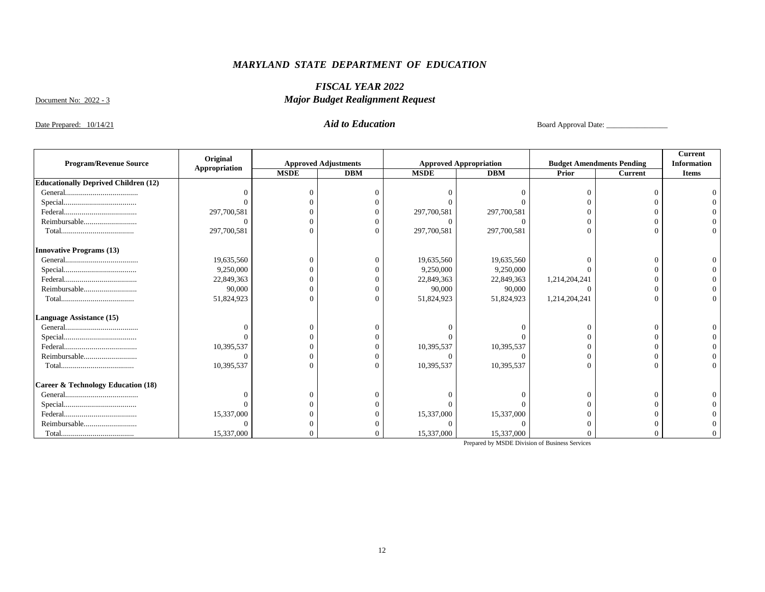# *MARYLAND STATE DEPARTMENT OF EDUCATION*

## *FISCAL YEAR 2022*

Document No: 2022 - 3

## *Major Budget Realignment Request*

Date Prepared: 10/14/21

## *Aid to Education*

Board Approval Date: ________________

| Program/Revenue Source | Original Appropriation | Approved Adjustments | | Approved Appropriation | | Budget Amendments Pending | | Current Information Items |
|---|---|---|---|---|---|---|---|---|
| | | MSDE | DBM | MSDE | DBM | Prior | Current | |
| **Educationally Deprived Children (12)** | | | | | | | | |
| General.................................... | 0 | 0 | 0 | 0 | 0 | 0 | 0 | 0 |
| Special.................................... | 0 | 0 | 0 | 0 | 0 | 0 | 0 | 0 |
| Federal.................................... | 297,700,581 | 0 | 0 | 297,700,581 | 297,700,581 | 0 | 0 | 0 |
| Reimbursable.......................... | 0 | 0 | 0 | 0 | 0 | 0 | 0 | 0 |
| Total.................................... | 297,700,581 | 0 | 0 | 297,700,581 | 297,700,581 | 0 | 0 | 0 |
| **Innovative Programs (13)** | | | | | | | | |
| General.................................... | 19,635,560 | 0 | 0 | 19,635,560 | 19,635,560 | 0 | 0 | 0 |
| Special.................................... | 9,250,000 | 0 | 0 | 9,250,000 | 9,250,000 | 0 | 0 | 0 |
| Federal.................................... | 22,849,363 | 0 | 0 | 22,849,363 | 22,849,363 | 1,214,204,241 | 0 | 0 |
| Reimbursable.......................... | 90,000 | 0 | 0 | 90,000 | 90,000 | 0 | 0 | 0 |
| Total.................................... | 51,824,923 | 0 | 0 | 51,824,923 | 51,824,923 | 1,214,204,241 | 0 | 0 |
| **Language Assistance (15)** | | | | | | | | |
| General.................................... | 0 | 0 | 0 | 0 | 0 | 0 | 0 | 0 |
| Special.................................... | 0 | 0 | 0 | 0 | 0 | 0 | 0 | 0 |
| Federal.................................... | 10,395,537 | 0 | 0 | 10,395,537 | 10,395,537 | 0 | 0 | 0 |
| Reimbursable.......................... | 0 | 0 | 0 | 0 | 0 | 0 | 0 | 0 |
| Total.................................... | 10,395,537 | 0 | 0 | 10,395,537 | 10,395,537 | 0 | 0 | 0 |
| **Career & Technology Education (18)** | | | | | | | | |
| General.................................... | 0 | 0 | 0 | 0 | 0 | 0 | 0 | 0 |
| Special.................................... | 0 | 0 | 0 | 0 | 0 | 0 | 0 | 0 |
| Federal.................................... | 15,337,000 | 0 | 0 | 15,337,000 | 15,337,000 | 0 | 0 | 0 |
| Reimbursable.......................... | 0 | 0 | 0 | 0 | 0 | 0 | 0 | 0 |
| Total.................................... | 15,337,000 | 0 | 0 | 15,337,000 | 15,337,000 | 0 | 0 | 0 |

Prepared by MSDE Division of Business Services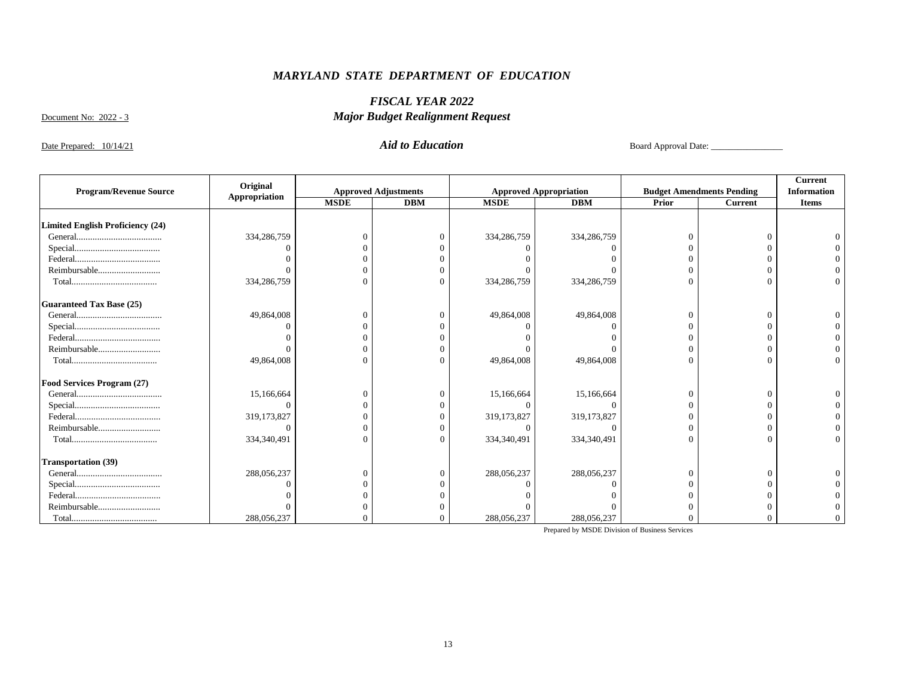# *MARYLAND STATE DEPARTMENT OF EDUCATION*

## *FISCAL YEAR 2022*

Document No: 2022 - 3

## *Major Budget Realignment Request*

Date Prepared: 10/14/21

### *Aid to Education*

Board Approval Date: ________________

| Program/Revenue Source | Original Appropriation | Approved Adjustments | | Approved Appropriation | | Budget Amendments Pending | | Current Information Items |
|---|---|---|---|---|---|---|---|---|
| | | MSDE | DBM | MSDE | DBM | Prior | Current | |
| **Limited English Proficiency (24)** | | | | | | | | |
| General.................................... | 334,286,759 | 0 | 0 | 334,286,759 | 334,286,759 | 0 | 0 | 0 |
| Special.................................... | 0 | 0 | 0 | 0 | 0 | 0 | 0 | 0 |
| Federal.................................... | 0 | 0 | 0 | 0 | 0 | 0 | 0 | 0 |
| Reimbursable.......................... | 0 | 0 | 0 | 0 | 0 | 0 | 0 | 0 |
| Total.................................... | 334,286,759 | 0 | 0 | 334,286,759 | 334,286,759 | 0 | 0 | 0 |
| **Guaranteed Tax Base (25)** | | | | | | | | |
| General.................................... | 49,864,008 | 0 | 0 | 49,864,008 | 49,864,008 | 0 | 0 | 0 |
| Special.................................... | 0 | 0 | 0 | 0 | 0 | 0 | 0 | 0 |
| Federal.................................... | 0 | 0 | 0 | 0 | 0 | 0 | 0 | 0 |
| Reimbursable.......................... | 0 | 0 | 0 | 0 | 0 | 0 | 0 | 0 |
| Total.................................... | 49,864,008 | 0 | 0 | 49,864,008 | 49,864,008 | 0 | 0 | 0 |
| **Food Services Program (27)** | | | | | | | | |
| General.................................... | 15,166,664 | 0 | 0 | 15,166,664 | 15,166,664 | 0 | 0 | 0 |
| Special.................................... | 0 | 0 | 0 | 0 | 0 | 0 | 0 | 0 |
| Federal.................................... | 319,173,827 | 0 | 0 | 319,173,827 | 319,173,827 | 0 | 0 | 0 |
| Reimbursable.......................... | 0 | 0 | 0 | 0 | 0 | 0 | 0 | 0 |
| Total.................................... | 334,340,491 | 0 | 0 | 334,340,491 | 334,340,491 | 0 | 0 | 0 |
| **Transportation (39)** | | | | | | | | |
| General.................................... | 288,056,237 | 0 | 0 | 288,056,237 | 288,056,237 | 0 | 0 | 0 |
| Special.................................... | 0 | 0 | 0 | 0 | 0 | 0 | 0 | 0 |
| Federal.................................... | 0 | 0 | 0 | 0 | 0 | 0 | 0 | 0 |
| Reimbursable.......................... | 0 | 0 | 0 | 0 | 0 | 0 | 0 | 0 |
| Total.................................... | 288,056,237 | 0 | 0 | 288,056,237 | 288,056,237 | 0 | 0 | 0 |

Prepared by MSDE Division of Business Services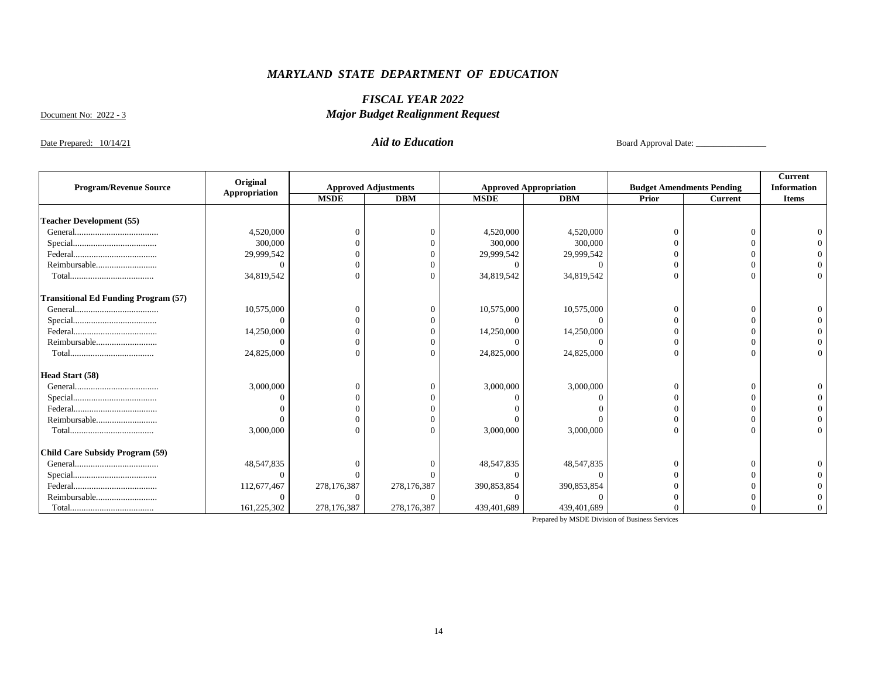# *MARYLAND STATE DEPARTMENT OF EDUCATION*

## *FISCAL YEAR 2022*

## *Major Budget Realignment Request*

Document No: 2022 - 3

Date Prepared: 10/14/21

### *Aid to Education*

Board Approval Date: ________________

| Program/Revenue Source | Original Appropriation | Approved Adjustments | | Approved Appropriation | | Budget Amendments Pending | | Current Information Items |
|---|---|---|---|---|---|---|---|---|
| | | MSDE | DBM | MSDE | DBM | Prior | Current | |
| **Teacher Development (55)** | | | | | | | | |
| General..................................... | 4,520,000 | 0 | 0 | 4,520,000 | 4,520,000 | 0 | 0 | 0 |
| Special..................................... | 300,000 | 0 | 0 | 300,000 | 300,000 | 0 | 0 | 0 |
| Federal..................................... | 29,999,542 | 0 | 0 | 29,999,542 | 29,999,542 | 0 | 0 | 0 |
| Reimbursable........................... | 0 | 0 | 0 | 0 | 0 | 0 | 0 | 0 |
| Total..................................... | 34,819,542 | 0 | 0 | 34,819,542 | 34,819,542 | 0 | 0 | 0 |
| **Transitional Ed Funding Program (57)** | | | | | | | | |
| General..................................... | 10,575,000 | 0 | 0 | 10,575,000 | 10,575,000 | 0 | 0 | 0 |
| Special..................................... | 0 | 0 | 0 | 0 | 0 | 0 | 0 | 0 |
| Federal..................................... | 14,250,000 | 0 | 0 | 14,250,000 | 14,250,000 | 0 | 0 | 0 |
| Reimbursable........................... | 0 | 0 | 0 | 0 | 0 | 0 | 0 | 0 |
| Total..................................... | 24,825,000 | 0 | 0 | 24,825,000 | 24,825,000 | 0 | 0 | 0 |
| **Head Start (58)** | | | | | | | | |
| General..................................... | 3,000,000 | 0 | 0 | 3,000,000 | 3,000,000 | 0 | 0 | 0 |
| Special..................................... | 0 | 0 | 0 | 0 | 0 | 0 | 0 | 0 |
| Federal..................................... | 0 | 0 | 0 | 0 | 0 | 0 | 0 | 0 |
| Reimbursable........................... | 0 | 0 | 0 | 0 | 0 | 0 | 0 | 0 |
| Total..................................... | 3,000,000 | 0 | 0 | 3,000,000 | 3,000,000 | 0 | 0 | 0 |
| **Child Care Subsidy Program (59)** | | | | | | | | |
| General..................................... | 48,547,835 | 0 | 0 | 48,547,835 | 48,547,835 | 0 | 0 | 0 |
| Special..................................... | 0 | 0 | 0 | 0 | 0 | 0 | 0 | 0 |
| Federal..................................... | 112,677,467 | 278,176,387 | 278,176,387 | 390,853,854 | 390,853,854 | 0 | 0 | 0 |
| Reimbursable........................... | 0 | 0 | 0 | 0 | 0 | 0 | 0 | 0 |
| Total..................................... | 161,225,302 | 278,176,387 | 278,176,387 | 439,401,689 | 439,401,689 | 0 | 0 | 0 |

Prepared by MSDE Division of Business Services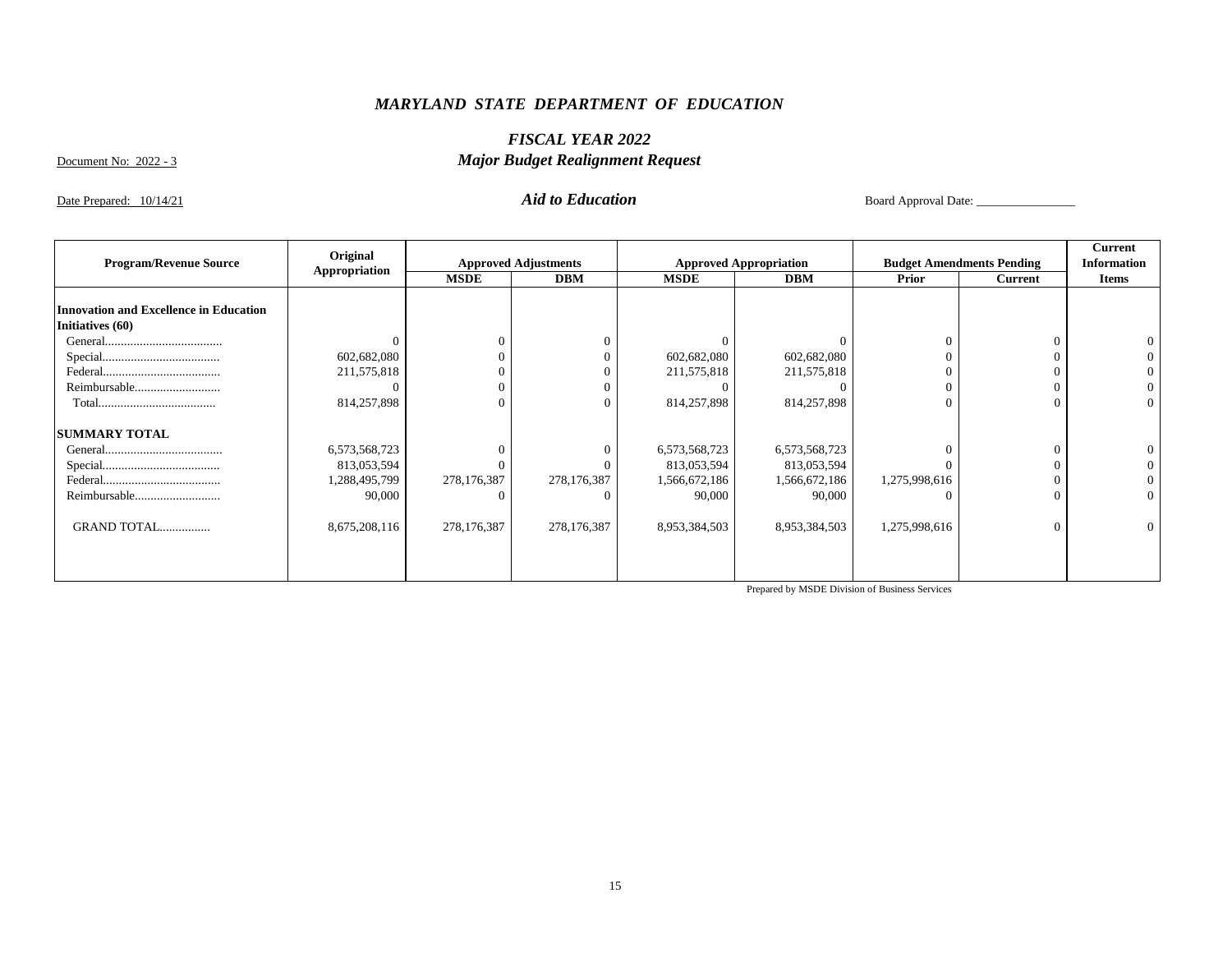# *MARYLAND STATE DEPARTMENT OF EDUCATION*

## *FISCAL YEAR 2022*
## *Major Budget Realignment Request*

Document No: 2022 - 3

Date Prepared: 10/14/21

### *Aid to Education*

Board Approval Date: ________________

| Program/Revenue Source | Original Appropriation | Approved Adjustments | | Approved Appropriation | | Budget Amendments Pending | | Current Information Items |
|---|---|---|---|---|---|---|---|---|
| | | MSDE | DBM | MSDE | DBM | Prior | Current | |
| **Innovation and Excellence in Education Initiatives (60)** | | | | | | | | |
| General..................................... | 0 | 0 | 0 | 0 | 0 | 0 | 0 | 0 |
| Special..................................... | 602,682,080 | 0 | 0 | 602,682,080 | 602,682,080 | 0 | 0 | 0 |
| Federal..................................... | 211,575,818 | 0 | 0 | 211,575,818 | 211,575,818 | 0 | 0 | 0 |
| Reimbursable........................... | 0 | 0 | 0 | 0 | 0 | 0 | 0 | 0 |
| Total..................................... | 814,257,898 | 0 | 0 | 814,257,898 | 814,257,898 | 0 | 0 | 0 |
| **SUMMARY TOTAL** | | | | | | | | |
| General..................................... | 6,573,568,723 | 0 | 0 | 6,573,568,723 | 6,573,568,723 | 0 | 0 | 0 |
| Special..................................... | 813,053,594 | 0 | 0 | 813,053,594 | 813,053,594 | 0 | 0 | 0 |
| Federal..................................... | 1,288,495,799 | 278,176,387 | 278,176,387 | 1,566,672,186 | 1,566,672,186 | 1,275,998,616 | 0 | 0 |
| Reimbursable........................... | 90,000 | 0 | 0 | 90,000 | 90,000 | 0 | 0 | 0 |
| GRAND TOTAL................ | 8,675,208,116 | 278,176,387 | 278,176,387 | 8,953,384,503 | 8,953,384,503 | 1,275,998,616 | 0 | 0 |

Prepared by MSDE Division of Business Services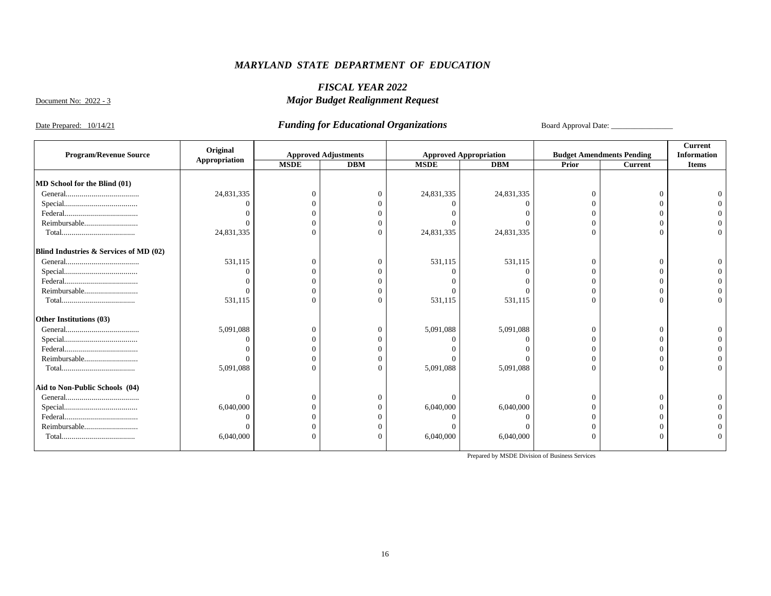# *MARYLAND STATE DEPARTMENT OF EDUCATION*

## *FISCAL YEAR 2022*

Document No: 2022 - 3

## *Major Budget Realignment Request*

Date Prepared: 10/14/21

## *Funding for Educational Organizations*

Board Approval Date: ________________

| Program/Revenue Source | Original Appropriation | Approved Adjustments | | Approved Appropriation | | Budget Amendments Pending | | Current Information Items |
|---|---|---|---|---|---|---|---|---|
| | | MSDE | DBM | MSDE | DBM | Prior | Current | Items |
| **MD School for the Blind (01)** | | | | | | | | |
| General.................................... | 24,831,335 | 0 | 0 | 24,831,335 | 24,831,335 | 0 | 0 | 0 |
| Special.................................... | 0 | 0 | 0 | 0 | 0 | 0 | 0 | 0 |
| Federal.................................... | 0 | 0 | 0 | 0 | 0 | 0 | 0 | 0 |
| Reimbursable.......................... | 0 | 0 | 0 | 0 | 0 | 0 | 0 | 0 |
| Total.................................... | 24,831,335 | 0 | 0 | 24,831,335 | 24,831,335 | 0 | 0 | 0 |
| **Blind Industries & Services of MD (02)** | | | | | | | | |
| General.................................... | 531,115 | 0 | 0 | 531,115 | 531,115 | 0 | 0 | 0 |
| Special.................................... | 0 | 0 | 0 | 0 | 0 | 0 | 0 | 0 |
| Federal.................................... | 0 | 0 | 0 | 0 | 0 | 0 | 0 | 0 |
| Reimbursable.......................... | 0 | 0 | 0 | 0 | 0 | 0 | 0 | 0 |
| Total.................................... | 531,115 | 0 | 0 | 531,115 | 531,115 | 0 | 0 | 0 |
| **Other Institutions (03)** | | | | | | | | |
| General.................................... | 5,091,088 | 0 | 0 | 5,091,088 | 5,091,088 | 0 | 0 | 0 |
| Special.................................... | 0 | 0 | 0 | 0 | 0 | 0 | 0 | 0 |
| Federal.................................... | 0 | 0 | 0 | 0 | 0 | 0 | 0 | 0 |
| Reimbursable.......................... | 0 | 0 | 0 | 0 | 0 | 0 | 0 | 0 |
| Total.................................... | 5,091,088 | 0 | 0 | 5,091,088 | 5,091,088 | 0 | 0 | 0 |
| **Aid to Non-Public Schools (04)** | | | | | | | | |
| General.................................... | 0 | 0 | 0 | 0 | 0 | 0 | 0 | 0 |
| Special.................................... | 6,040,000 | 0 | 0 | 6,040,000 | 6,040,000 | 0 | 0 | 0 |
| Federal.................................... | 0 | 0 | 0 | 0 | 0 | 0 | 0 | 0 |
| Reimbursable.......................... | 0 | 0 | 0 | 0 | 0 | 0 | 0 | 0 |
| Total.................................... | 6,040,000 | 0 | 0 | 6,040,000 | 6,040,000 | 0 | 0 | 0 |

Prepared by MSDE Division of Business Services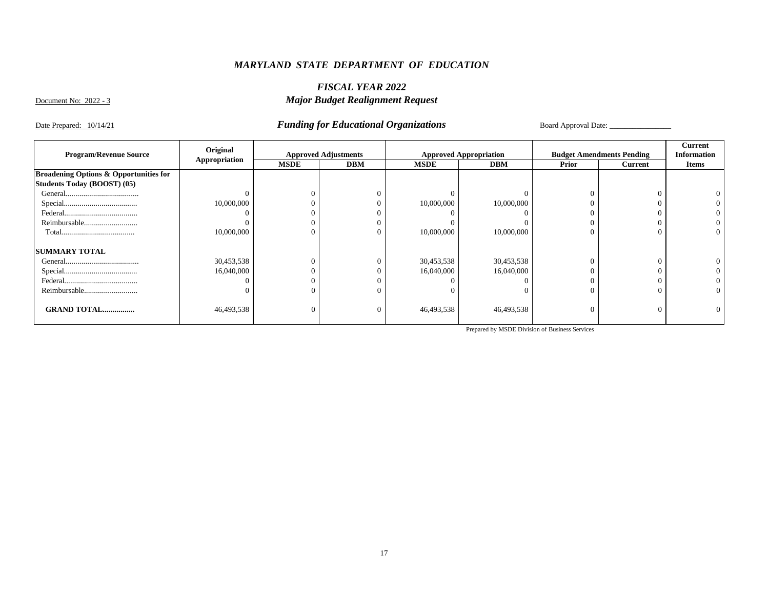*MARYLAND STATE DEPARTMENT OF EDUCATION*

*FISCAL YEAR 2022*

Document No: 2022 - 3

*Major Budget Realignment Request*

Date Prepared: 10/14/21

*Funding for Educational Organizations*

Board Approval Date: ________________

| Program/Revenue Source | Original Appropriation | Approved Adjustments | | Approved Appropriation | | Budget Amendments Pending | | Current Information Items |
|---|---|---|---|---|---|---|---|---|
| | | MSDE | DBM | MSDE | DBM | Prior | Current | |
| **Broadening Options & Opportunities for Students Today (BOOST) (05)** | | | | | | | | |
| General.................................... | 0 | 0 | 0 | 0 | 0 | 0 | 0 | 0 |
| Special.................................... | 10,000,000 | 0 | 0 | 10,000,000 | 10,000,000 | 0 | 0 | 0 |
| Federal.................................... | 0 | 0 | 0 | 0 | 0 | 0 | 0 | 0 |
| Reimbursable.......................... | 0 | 0 | 0 | 0 | 0 | 0 | 0 | 0 |
| Total.................................... | 10,000,000 | 0 | 0 | 10,000,000 | 10,000,000 | 0 | 0 | 0 |
| **SUMMARY TOTAL** | | | | | | | | |
| General.................................... | 30,453,538 | 0 | 0 | 30,453,538 | 30,453,538 | 0 | 0 | 0 |
| Special.................................... | 16,040,000 | 0 | 0 | 16,040,000 | 16,040,000 | 0 | 0 | 0 |
| Federal.................................... | 0 | 0 | 0 | 0 | 0 | 0 | 0 | 0 |
| Reimbursable.......................... | 0 | 0 | 0 | 0 | 0 | 0 | 0 | 0 |
| **GRAND TOTAL................** | 46,493,538 | 0 | 0 | 46,493,538 | 46,493,538 | 0 | 0 | 0 |

Prepared by MSDE Division of Business Services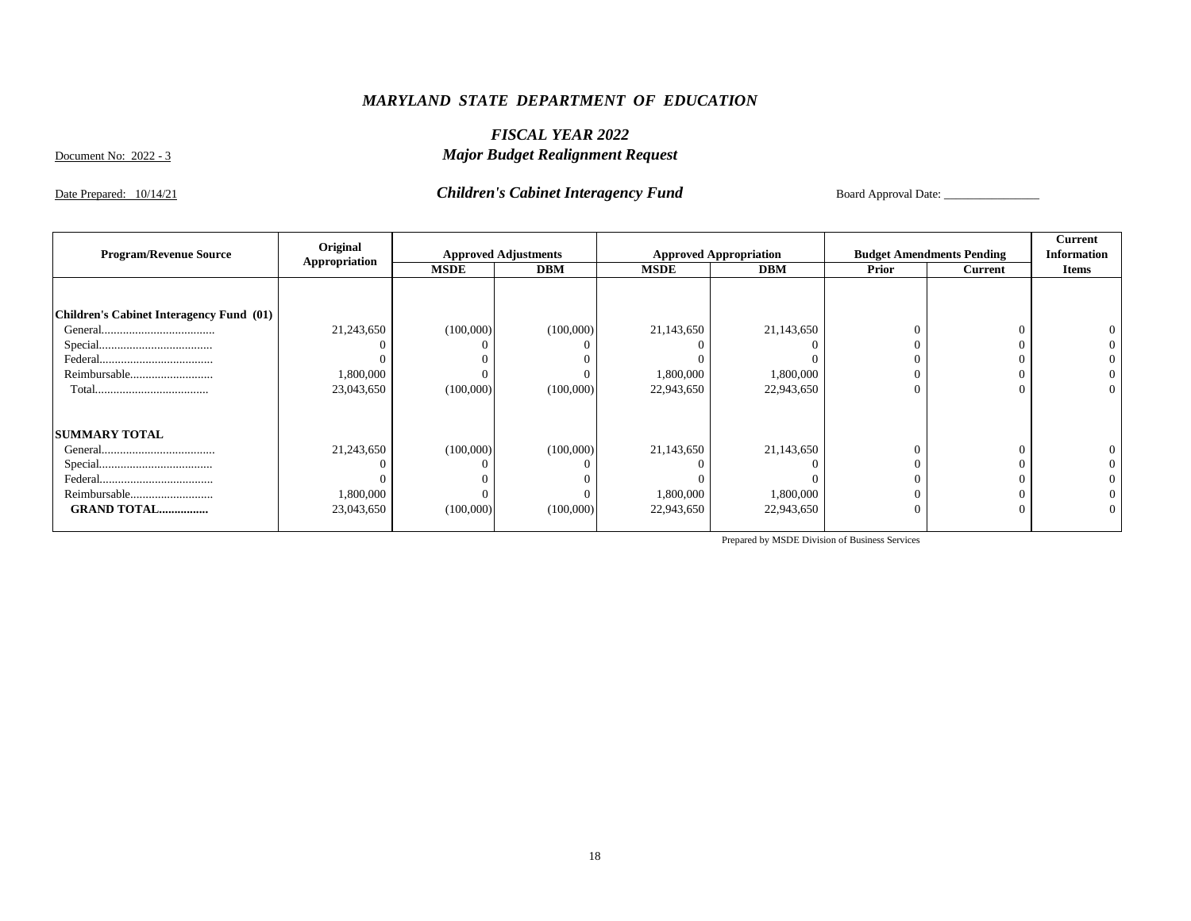# *MARYLAND STATE DEPARTMENT OF EDUCATION*

## *FISCAL YEAR 2022*

## *Major Budget Realignment Request*

Document No: 2022 - 3

Date Prepared: 10/14/21

### *Children's Cabinet Interagency Fund*

Board Approval Date: ________________

| Program/Revenue Source | Original Appropriation | Approved Adjustments | | Approved Appropriation | | Budget Amendments Pending | | Current Information Items |
|---|---|---|---|---|---|---|---|---|
| | | MSDE | DBM | MSDE | DBM | Prior | Current | |
| **Children's Cabinet Interagency Fund (01)** | | | | | | | | |
| General.................................... | 21,243,650 | (100,000) | (100,000) | 21,143,650 | 21,143,650 | 0 | 0 | 0 |
| Special.................................... | 0 | 0 | 0 | 0 | 0 | 0 | 0 | 0 |
| Federal.................................... | 0 | 0 | 0 | 0 | 0 | 0 | 0 | 0 |
| Reimbursable........................... | 1,800,000 | 0 | 0 | 1,800,000 | 1,800,000 | 0 | 0 | 0 |
| Total.................................... | 23,043,650 | (100,000) | (100,000) | 22,943,650 | 22,943,650 | 0 | 0 | 0 |
| **SUMMARY TOTAL** | | | | | | | | |
| General.................................... | 21,243,650 | (100,000) | (100,000) | 21,143,650 | 21,143,650 | 0 | 0 | 0 |
| Special.................................... | 0 | 0 | 0 | 0 | 0 | 0 | 0 | 0 |
| Federal.................................... | 0 | 0 | 0 | 0 | 0 | 0 | 0 | 0 |
| Reimbursable........................... | 1,800,000 | 0 | 0 | 1,800,000 | 1,800,000 | 0 | 0 | 0 |
| **GRAND TOTAL................** | 23,043,650 | (100,000) | (100,000) | 22,943,650 | 22,943,650 | 0 | 0 | 0 |

Prepared by MSDE Division of Business Services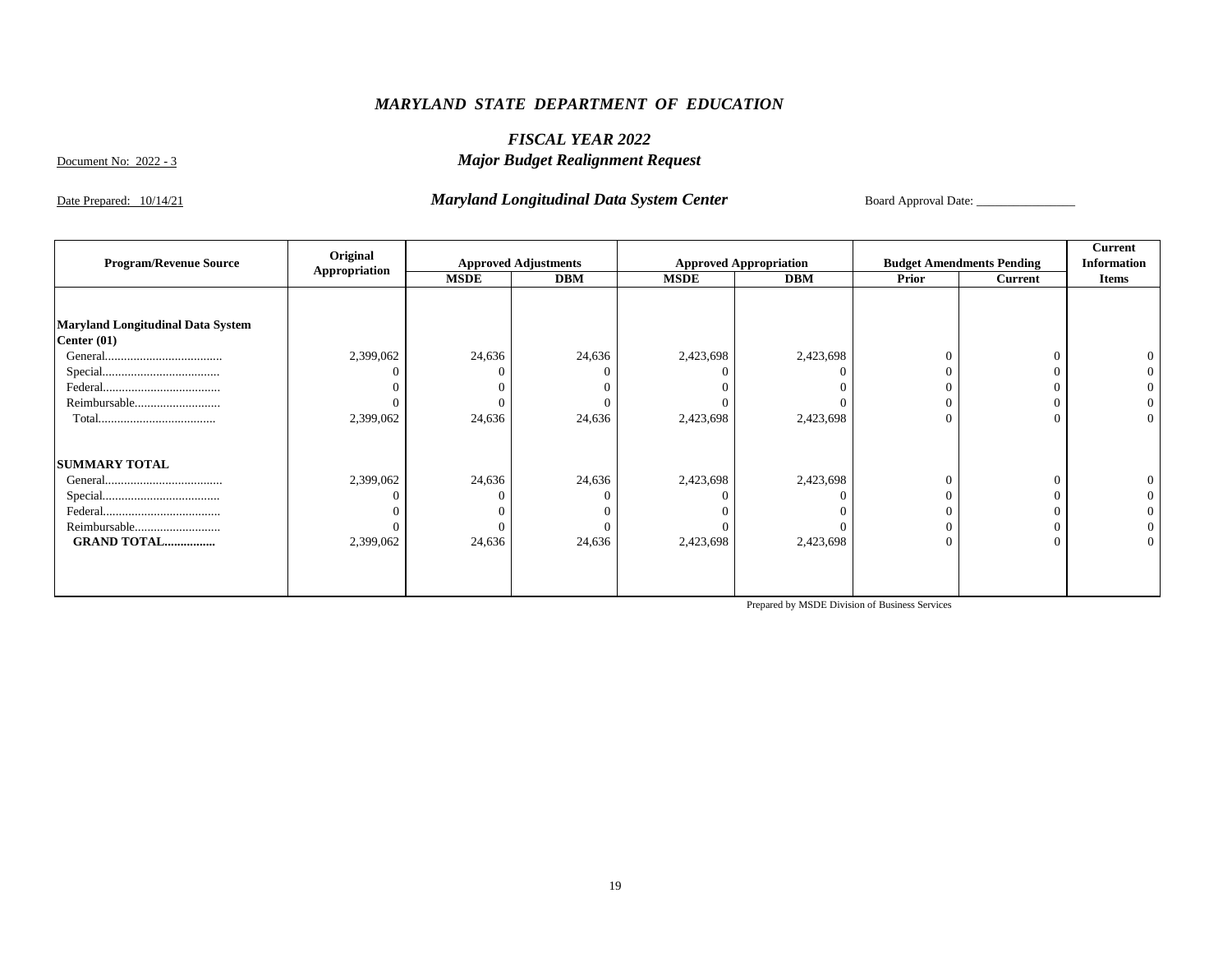# *MARYLAND STATE DEPARTMENT OF EDUCATION*

## *FISCAL YEAR 2022*

Document No: 2022 - 3

## *Major Budget Realignment Request*

Date Prepared: 10/14/21

### *Maryland Longitudinal Data System Center*

Board Approval Date: ________________

| Program/Revenue Source | Original Appropriation | Approved Adjustments | | Approved Appropriation | | Budget Amendments Pending | | Current Information Items |
|---|---|---|---|---|---|---|---|---|
| | | MSDE | DBM | MSDE | DBM | Prior | Current | |
| **Maryland Longitudinal Data System Center (01)** | | | | | | | | |
| General..................................... | 2,399,062 | 24,636 | 24,636 | 2,423,698 | 2,423,698 | 0 | 0 | 0 |
| Special..................................... | 0 | 0 | 0 | 0 | 0 | 0 | 0 | 0 |
| Federal..................................... | 0 | 0 | 0 | 0 | 0 | 0 | 0 | 0 |
| Reimbursable........................... | 0 | 0 | 0 | 0 | 0 | 0 | 0 | 0 |
| Total..................................... | 2,399,062 | 24,636 | 24,636 | 2,423,698 | 2,423,698 | 0 | 0 | 0 |
| **SUMMARY TOTAL** | | | | | | | | |
| General..................................... | 2,399,062 | 24,636 | 24,636 | 2,423,698 | 2,423,698 | 0 | 0 | 0 |
| Special..................................... | 0 | 0 | 0 | 0 | 0 | 0 | 0 | 0 |
| Federal..................................... | 0 | 0 | 0 | 0 | 0 | 0 | 0 | 0 |
| Reimbursable........................... | 0 | 0 | 0 | 0 | 0 | 0 | 0 | 0 |
| **GRAND TOTAL................** | 2,399,062 | 24,636 | 24,636 | 2,423,698 | 2,423,698 | 0 | 0 | 0 |

Prepared by MSDE Division of Business Services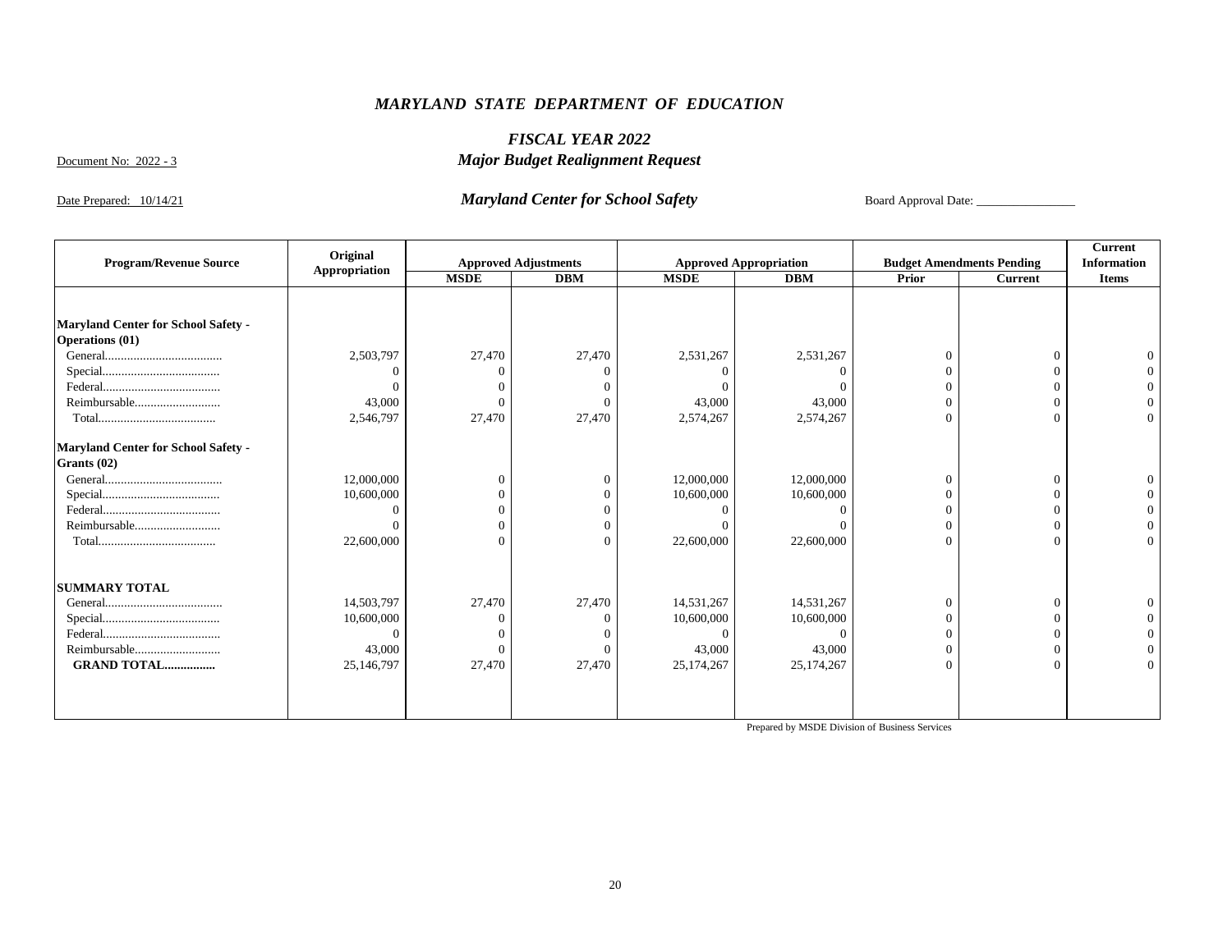# *MARYLAND STATE DEPARTMENT OF EDUCATION*

## *FISCAL YEAR 2022*
## *Major Budget Realignment Request*

Document No: 2022 - 3

Date Prepared: 10/14/21

### *Maryland Center for School Safety*

Board Approval Date: ________________

| Program/Revenue Source | Original Appropriation | Approved Adjustments | | Approved Appropriation | | Budget Amendments Pending | | Current Information Items |
|---|---|---|---|---|---|---|---|---|
| | | **MSDE** | **DBM** | **MSDE** | **DBM** | **Prior** | **Current** | |
| **Maryland Center for School Safety - Operations (01)** | | | | | | | | |
| General.................................... | 2,503,797 | 27,470 | 27,470 | 2,531,267 | 2,531,267 | 0 | 0 | 0 |
| Special.................................... | 0 | 0 | 0 | 0 | 0 | 0 | 0 | 0 |
| Federal.................................... | 0 | 0 | 0 | 0 | 0 | 0 | 0 | 0 |
| Reimbursable.......................... | 43,000 | 0 | 0 | 43,000 | 43,000 | 0 | 0 | 0 |
| Total.................................... | 2,546,797 | 27,470 | 27,470 | 2,574,267 | 2,574,267 | 0 | 0 | 0 |
| **Maryland Center for School Safety - Grants (02)** | | | | | | | | |
| General.................................... | 12,000,000 | 0 | 0 | 12,000,000 | 12,000,000 | 0 | 0 | 0 |
| Special.................................... | 10,600,000 | 0 | 0 | 10,600,000 | 10,600,000 | 0 | 0 | 0 |
| Federal.................................... | 0 | 0 | 0 | 0 | 0 | 0 | 0 | 0 |
| Reimbursable.......................... | 0 | 0 | 0 | 0 | 0 | 0 | 0 | 0 |
| Total.................................... | 22,600,000 | 0 | 0 | 22,600,000 | 22,600,000 | 0 | 0 | 0 |
| **SUMMARY TOTAL** | | | | | | | | |
| General.................................... | 14,503,797 | 27,470 | 27,470 | 14,531,267 | 14,531,267 | 0 | 0 | 0 |
| Special.................................... | 10,600,000 | 0 | 0 | 10,600,000 | 10,600,000 | 0 | 0 | 0 |
| Federal.................................... | 0 | 0 | 0 | 0 | 0 | 0 | 0 | 0 |
| Reimbursable.......................... | 43,000 | 0 | 0 | 43,000 | 43,000 | 0 | 0 | 0 |
| **GRAND TOTAL...............** | 25,146,797 | 27,470 | 27,470 | 25,174,267 | 25,174,267 | 0 | 0 | 0 |

Prepared by MSDE Division of Business Services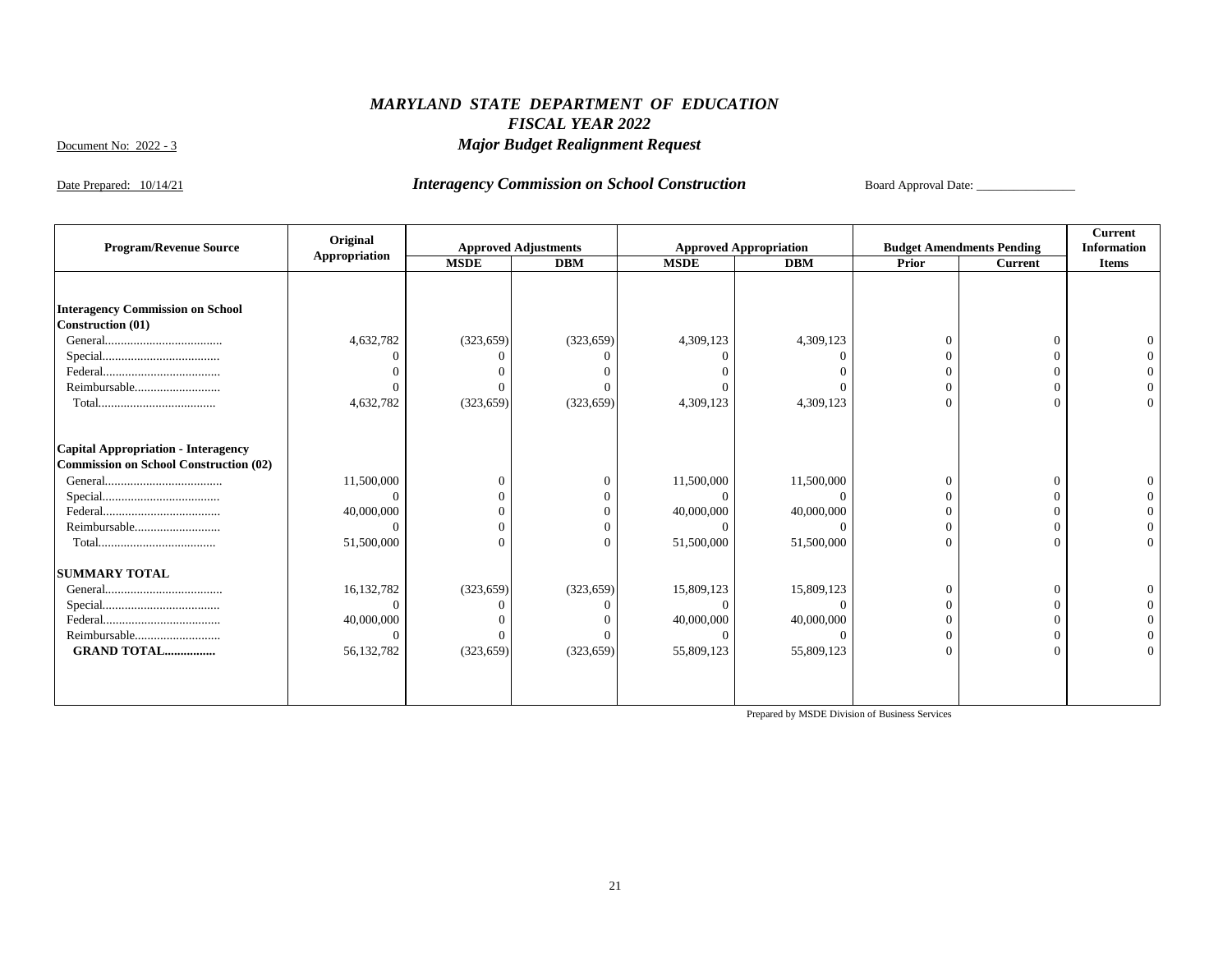# *MARYLAND STATE DEPARTMENT OF EDUCATION*
## *FISCAL YEAR 2022*
## *Major Budget Realignment Request*

Document No: 2022 - 3

Date Prepared: 10/14/21

### *Interagency Commission on School Construction*

Board Approval Date: ________________

| Program/Revenue Source | Original Appropriation | Approved Adjustments | | Approved Appropriation | | Budget Amendments Pending | | Current Information Items |
|---|---|---|---|---|---|---|---|---|
| | | MSDE | DBM | MSDE | DBM | Prior | Current | |
| **Interagency Commission on School Construction (01)** | | | | | | | | |
| General.................................... | 4,632,782 | (323,659) | (323,659) | 4,309,123 | 4,309,123 | 0 | 0 | 0 |
| Special.................................... | 0 | 0 | 0 | 0 | 0 | 0 | 0 | 0 |
| Federal.................................... | 0 | 0 | 0 | 0 | 0 | 0 | 0 | 0 |
| Reimbursable........................... | 0 | 0 | 0 | 0 | 0 | 0 | 0 | 0 |
| Total.................................... | 4,632,782 | (323,659) | (323,659) | 4,309,123 | 4,309,123 | 0 | 0 | 0 |
| **Capital Appropriation - Interagency Commission on School Construction (02)** | | | | | | | | |
| General.................................... | 11,500,000 | 0 | 0 | 11,500,000 | 11,500,000 | 0 | 0 | 0 |
| Special.................................... | 0 | 0 | 0 | 0 | 0 | 0 | 0 | 0 |
| Federal.................................... | 40,000,000 | 0 | 0 | 40,000,000 | 40,000,000 | 0 | 0 | 0 |
| Reimbursable........................... | 0 | 0 | 0 | 0 | 0 | 0 | 0 | 0 |
| Total.................................... | 51,500,000 | 0 | 0 | 51,500,000 | 51,500,000 | 0 | 0 | 0 |
| **SUMMARY TOTAL** | | | | | | | | |
| General.................................... | 16,132,782 | (323,659) | (323,659) | 15,809,123 | 15,809,123 | 0 | 0 | 0 |
| Special.................................... | 0 | 0 | 0 | 0 | 0 | 0 | 0 | 0 |
| Federal.................................... | 40,000,000 | 0 | 0 | 40,000,000 | 40,000,000 | 0 | 0 | 0 |
| Reimbursable........................... | 0 | 0 | 0 | 0 | 0 | 0 | 0 | 0 |
| **GRAND TOTAL................** | 56,132,782 | (323,659) | (323,659) | 55,809,123 | 55,809,123 | 0 | 0 | 0 |

Prepared by MSDE Division of Business Services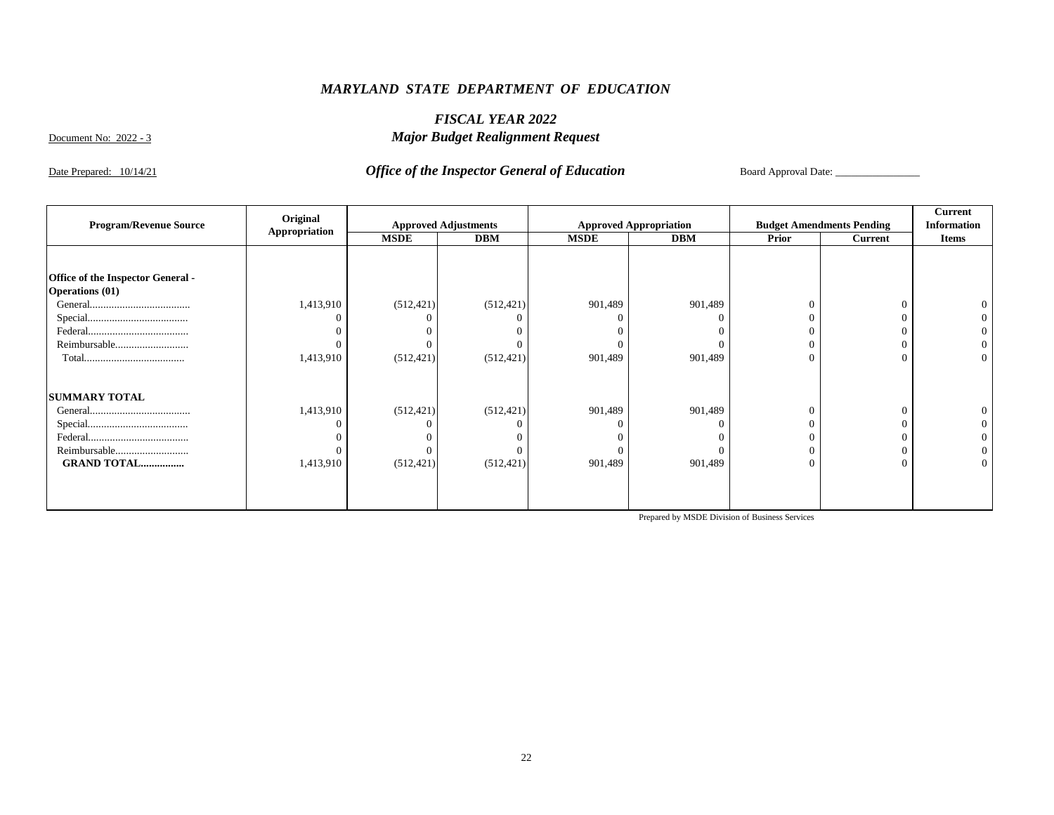# *MARYLAND STATE DEPARTMENT OF EDUCATION*

## *FISCAL YEAR 2022*

Document No: 2022 - 3

## *Major Budget Realignment Request*

Date Prepared: 10/14/21

## *Office of the Inspector General of Education*

Board Approval Date: ________________

| Program/Revenue Source | Original Appropriation | Approved Adjustments | | Approved Appropriation | | Budget Amendments Pending | | Current Information |
|---|---|---|---|---|---|---|---|---|
| | | MSDE | DBM | MSDE | DBM | Prior | Current | Items |
| **Office of the Inspector General - Operations (01)** | | | | | | | | |
| General.................................... | 1,413,910 | (512,421) | (512,421) | 901,489 | 901,489 | 0 | 0 | 0 |
| Special.................................... | 0 | 0 | 0 | 0 | 0 | 0 | 0 | 0 |
| Federal.................................... | 0 | 0 | 0 | 0 | 0 | 0 | 0 | 0 |
| Reimbursable.......................... | 0 | 0 | 0 | 0 | 0 | 0 | 0 | 0 |
| Total.................................... | 1,413,910 | (512,421) | (512,421) | 901,489 | 901,489 | 0 | 0 | 0 |
| **SUMMARY TOTAL** | | | | | | | | |
| General.................................... | 1,413,910 | (512,421) | (512,421) | 901,489 | 901,489 | 0 | 0 | 0 |
| Special.................................... | 0 | 0 | 0 | 0 | 0 | 0 | 0 | 0 |
| Federal.................................... | 0 | 0 | 0 | 0 | 0 | 0 | 0 | 0 |
| Reimbursable.......................... | 0 | 0 | 0 | 0 | 0 | 0 | 0 | 0 |
| **GRAND TOTAL................** | 1,413,910 | (512,421) | (512,421) | 901,489 | 901,489 | 0 | 0 | 0 |

Prepared by MSDE Division of Business Services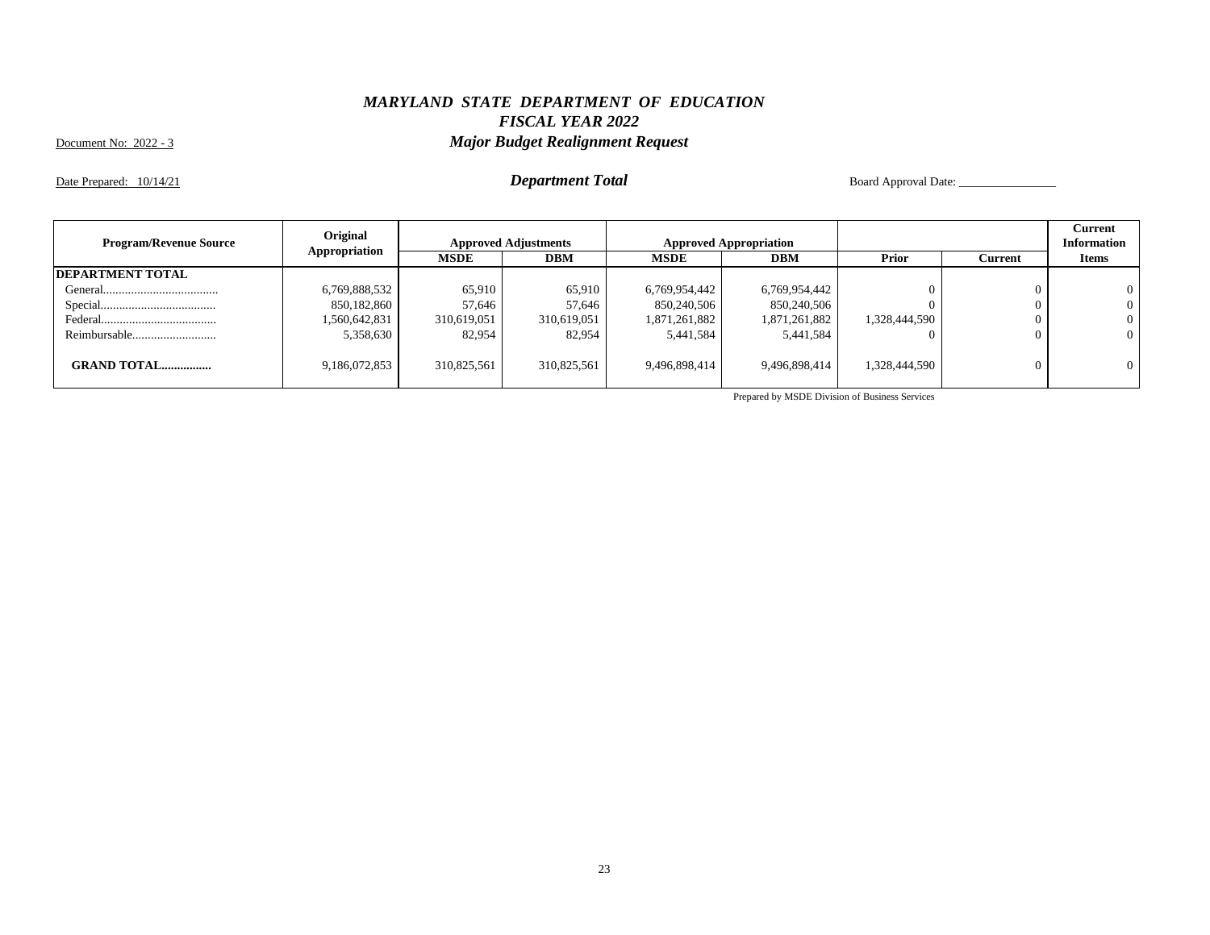# *MARYLAND STATE DEPARTMENT OF EDUCATION*

## *FISCAL YEAR 2022*

Document No: 2022 - 3

## *Major Budget Realignment Request*

Date Prepared: 10/14/21

## *Department Total*

Board Approval Date: ________________

| Program/Revenue Source | Original Appropriation | Approved Adjustments | | Approved Appropriation | | | | Current Information |
|---|---|---|---|---|---|---|---|---|
| | | MSDE | DBM | MSDE | DBM | Prior | Current | Items |
| **DEPARTMENT TOTAL** | | | | | | | | |
| General..................................... | 6,769,888,532 | 65,910 | 65,910 | 6,769,954,442 | 6,769,954,442 | 0 | 0 | 0 |
| Special..................................... | 850,182,860 | 57,646 | 57,646 | 850,240,506 | 850,240,506 | 0 | 0 | 0 |
| Federal..................................... | 1,560,642,831 | 310,619,051 | 310,619,051 | 1,871,261,882 | 1,871,261,882 | 1,328,444,590 | 0 | 0 |
| Reimbursable........................... | 5,358,630 | 82,954 | 82,954 | 5,441,584 | 5,441,584 | 0 | 0 | 0 |
| **GRAND TOTAL................** | 9,186,072,853 | 310,825,561 | 310,825,561 | 9,496,898,414 | 9,496,898,414 | 1,328,444,590 | 0 | 0 |

Prepared by MSDE Division of Business Services